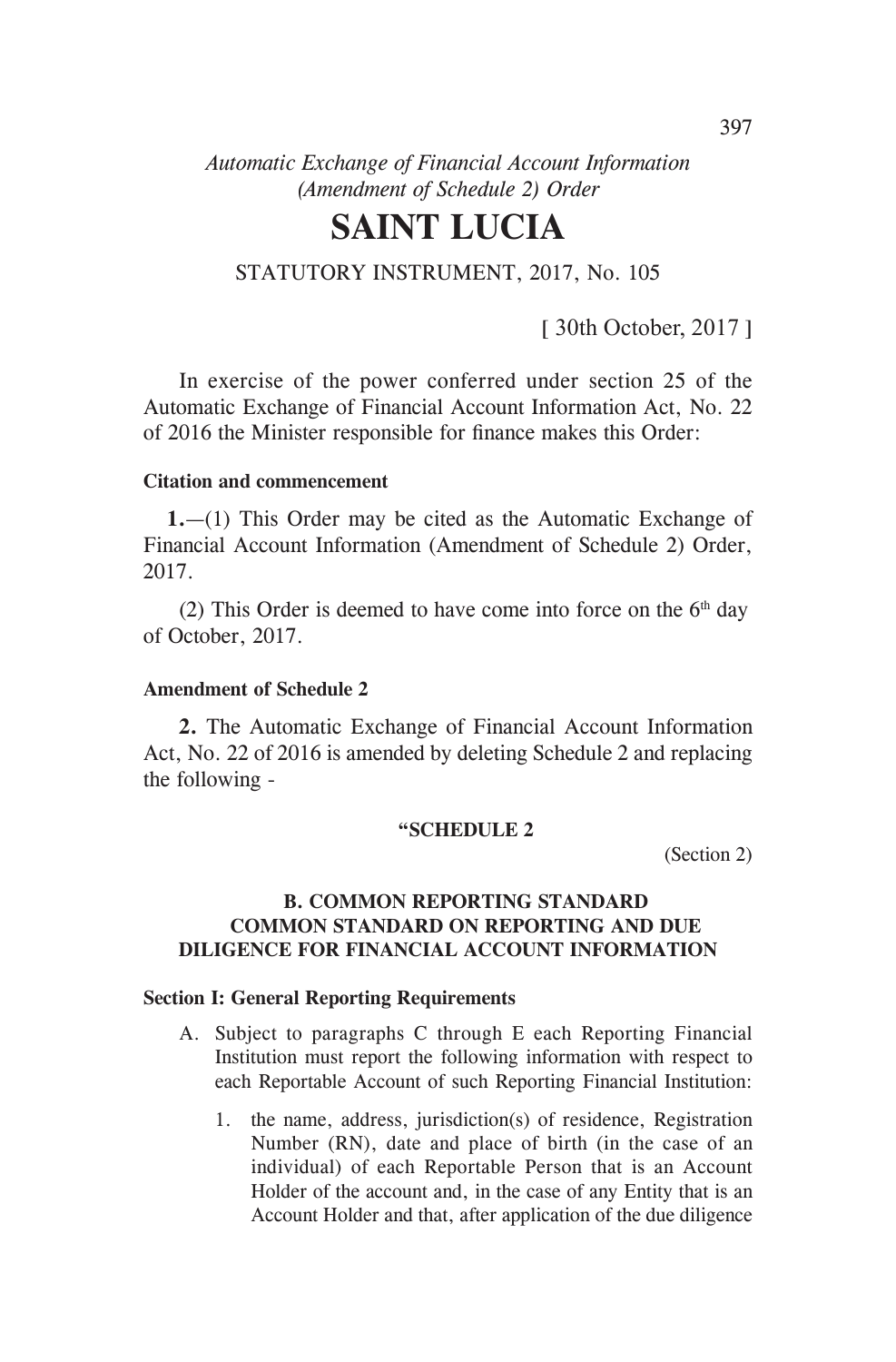*Automatic Exchange of Financial Account Information (Amendment of Schedule 2) Order*

# SAINT LUCIA

STATUTORY INSTRUMENT, 2017, No. 105

[ 30th October, 2017 ]

In exercise of the power conferred under section 25 of the Automatic Exchange of Financial Account Information Act, No. 22 of 2016 the Minister responsible for finance makes this Order:

**Citation and commencement**

**1.**—(1) This Order may be cited as the Automatic Exchange of Financial Account Information (Amendment of Schedule 2) Order, 2017.

(2) This Order is deemed to have come into force on the 6th day of October, 2017.

**Amendment of Schedule 2**

**2.** The Automatic Exchange of Financial Account Information Act, No. 22 of 2016 is amended by deleting Schedule 2 and replacing the following -

**"SCHEDULE 2**

(Section 2)

**B. COMMON REPORTING STANDARD COMMON STANDARD ON REPORTING AND DUE DILIGENCE FOR FINANCIAL ACCOUNT INFORMATION**

**Section I: General Reporting Requirements**

A. Subject to paragraphs C through E each Reporting Financial Institution must report the following information with respect to each Reportable Account of such Reporting Financial Institution:

1. the name, address, jurisdiction(s) of residence, Registration Number (RN), date and place of birth (in the case of an individual) of each Reportable Person that is an Account Holder of the account and, in the case of any Entity that is an Account Holder and that, after application of the due diligence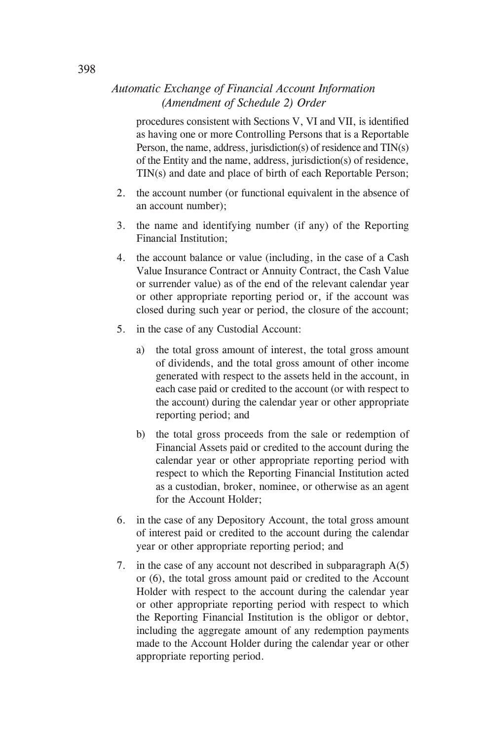procedures consistent with Sections V, VI and VII, is identified as having one or more Controlling Persons that is a Reportable Person, the name, address, jurisdiction(s) of residence and TIN(s) of the Entity and the name, address, jurisdiction(s) of residence, TIN(s) and date and place of birth of each Reportable Person;

2. the account number (or functional equivalent in the absence of an account number);

3. the name and identifying number (if any) of the Reporting Financial Institution;

4. the account balance or value (including, in the case of a Cash Value Insurance Contract or Annuity Contract, the Cash Value or surrender value) as of the end of the relevant calendar year or other appropriate reporting period or, if the account was closed during such year or period, the closure of the account;

5. in the case of any Custodial Account:

   a) the total gross amount of interest, the total gross amount of dividends, and the total gross amount of other income generated with respect to the assets held in the account, in each case paid or credited to the account (or with respect to the account) during the calendar year or other appropriate reporting period; and

   b) the total gross proceeds from the sale or redemption of Financial Assets paid or credited to the account during the calendar year or other appropriate reporting period with respect to which the Reporting Financial Institution acted as a custodian, broker, nominee, or otherwise as an agent for the Account Holder;

6. in the case of any Depository Account, the total gross amount of interest paid or credited to the account during the calendar year or other appropriate reporting period; and

7. in the case of any account not described in subparagraph A(5) or (6), the total gross amount paid or credited to the Account Holder with respect to the account during the calendar year or other appropriate reporting period with respect to which the Reporting Financial Institution is the obligor or debtor, including the aggregate amount of any redemption payments made to the Account Holder during the calendar year or other appropriate reporting period.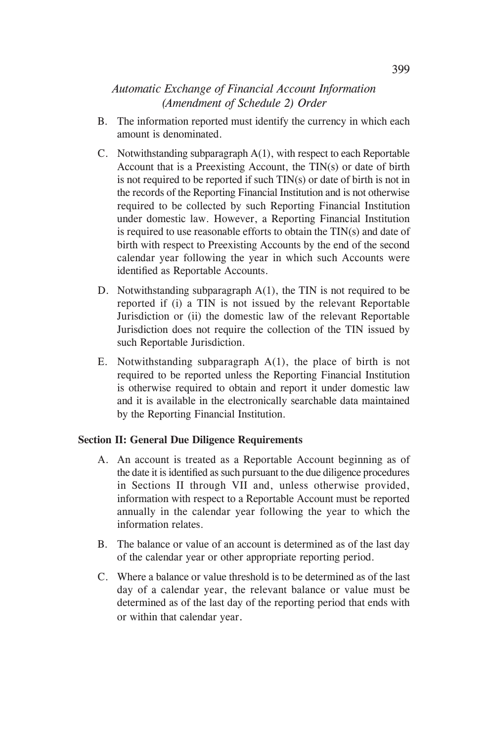B. The information reported must identify the currency in which each amount is denominated.

C. Notwithstanding subparagraph A(1), with respect to each Reportable Account that is a Preexisting Account, the TIN(s) or date of birth is not required to be reported if such TIN(s) or date of birth is not in the records of the Reporting Financial Institution and is not otherwise required to be collected by such Reporting Financial Institution under domestic law. However, a Reporting Financial Institution is required to use reasonable efforts to obtain the TIN(s) and date of birth with respect to Preexisting Accounts by the end of the second calendar year following the year in which such Accounts were identified as Reportable Accounts.

D. Notwithstanding subparagraph A(1), the TIN is not required to be reported if (i) a TIN is not issued by the relevant Reportable Jurisdiction or (ii) the domestic law of the relevant Reportable Jurisdiction does not require the collection of the TIN issued by such Reportable Jurisdiction.

E. Notwithstanding subparagraph A(1), the place of birth is not required to be reported unless the Reporting Financial Institution is otherwise required to obtain and report it under domestic law and it is available in the electronically searchable data maintained by the Reporting Financial Institution.

**Section II: General Due Diligence Requirements**

A. An account is treated as a Reportable Account beginning as of the date it is identified as such pursuant to the due diligence procedures in Sections II through VII and, unless otherwise provided, information with respect to a Reportable Account must be reported annually in the calendar year following the year to which the information relates.

B. The balance or value of an account is determined as of the last day of the calendar year or other appropriate reporting period.

C. Where a balance or value threshold is to be determined as of the last day of a calendar year, the relevant balance or value must be determined as of the last day of the reporting period that ends with or within that calendar year.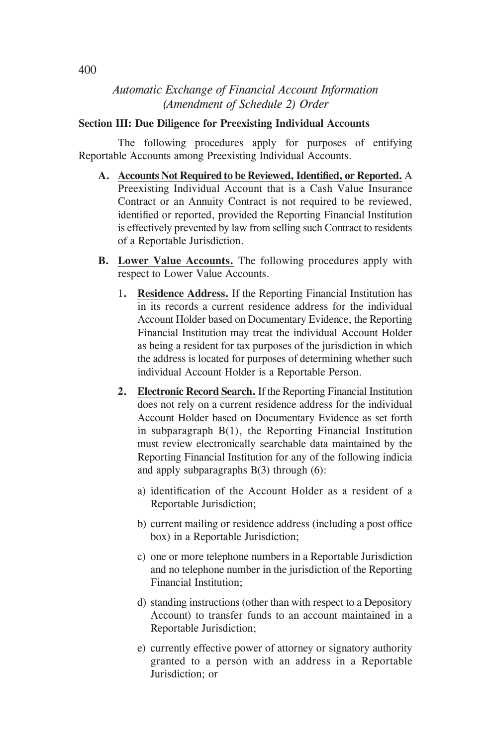### Section III: Due Diligence for Preexisting Individual Accounts

The following procedures apply for purposes of entifying Reportable Accounts among Preexisting Individual Accounts.

**A. Accounts Not Required to be Reviewed, Identified, or Reported.** A Preexisting Individual Account that is a Cash Value Insurance Contract or an Annuity Contract is not required to be reviewed, identified or reported, provided the Reporting Financial Institution is effectively prevented by law from selling such Contract to residents of a Reportable Jurisdiction.

**B. Lower Value Accounts.** The following procedures apply with respect to Lower Value Accounts.

1. **Residence Address.** If the Reporting Financial Institution has in its records a current residence address for the individual Account Holder based on Documentary Evidence, the Reporting Financial Institution may treat the individual Account Holder as being a resident for tax purposes of the jurisdiction in which the address is located for purposes of determining whether such individual Account Holder is a Reportable Person.

2. **Electronic Record Search.** If the Reporting Financial Institution does not rely on a current residence address for the individual Account Holder based on Documentary Evidence as set forth in subparagraph B(1), the Reporting Financial Institution must review electronically searchable data maintained by the Reporting Financial Institution for any of the following indicia and apply subparagraphs B(3) through (6):

   a) identification of the Account Holder as a resident of a Reportable Jurisdiction;

   b) current mailing or residence address (including a post office box) in a Reportable Jurisdiction;

   c) one or more telephone numbers in a Reportable Jurisdiction and no telephone number in the jurisdiction of the Reporting Financial Institution;

   d) standing instructions (other than with respect to a Depository Account) to transfer funds to an account maintained in a Reportable Jurisdiction;

   e) currently effective power of attorney or signatory authority granted to a person with an address in a Reportable Jurisdiction; or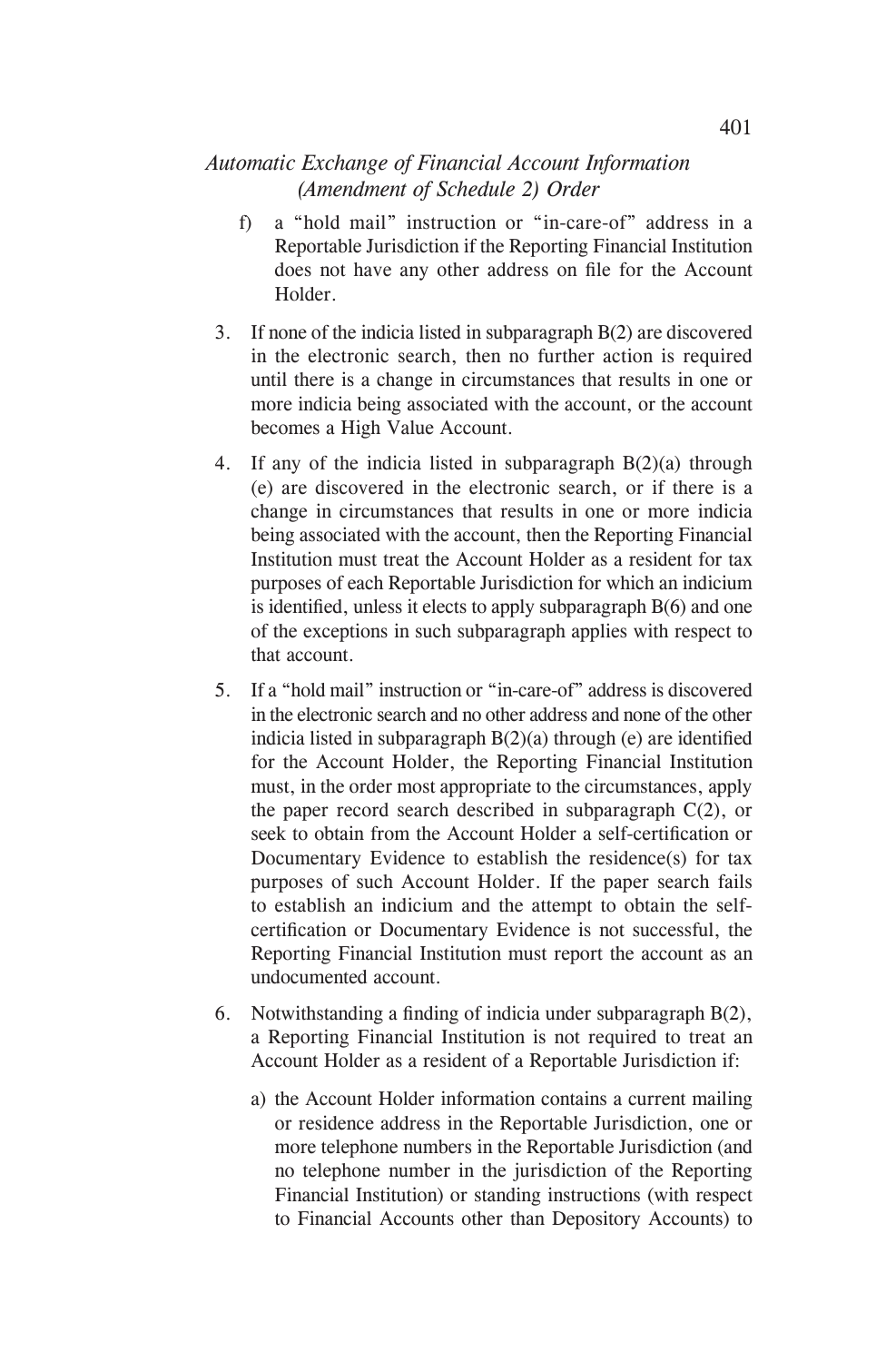f) a "hold mail" instruction or "in-care-of" address in a Reportable Jurisdiction if the Reporting Financial Institution does not have any other address on file for the Account Holder.

3. If none of the indicia listed in subparagraph B(2) are discovered in the electronic search, then no further action is required until there is a change in circumstances that results in one or more indicia being associated with the account, or the account becomes a High Value Account.

4. If any of the indicia listed in subparagraph B(2)(a) through (e) are discovered in the electronic search, or if there is a change in circumstances that results in one or more indicia being associated with the account, then the Reporting Financial Institution must treat the Account Holder as a resident for tax purposes of each Reportable Jurisdiction for which an indicium is identified, unless it elects to apply subparagraph B(6) and one of the exceptions in such subparagraph applies with respect to that account.

5. If a "hold mail" instruction or "in-care-of" address is discovered in the electronic search and no other address and none of the other indicia listed in subparagraph B(2)(a) through (e) are identified for the Account Holder, the Reporting Financial Institution must, in the order most appropriate to the circumstances, apply the paper record search described in subparagraph C(2), or seek to obtain from the Account Holder a self-certification or Documentary Evidence to establish the residence(s) for tax purposes of such Account Holder. If the paper search fails to establish an indicium and the attempt to obtain the self-certification or Documentary Evidence is not successful, the Reporting Financial Institution must report the account as an undocumented account.

6. Notwithstanding a finding of indicia under subparagraph B(2), a Reporting Financial Institution is not required to treat an Account Holder as a resident of a Reportable Jurisdiction if:

   a) the Account Holder information contains a current mailing or residence address in the Reportable Jurisdiction, one or more telephone numbers in the Reportable Jurisdiction (and no telephone number in the jurisdiction of the Reporting Financial Institution) or standing instructions (with respect to Financial Accounts other than Depository Accounts) to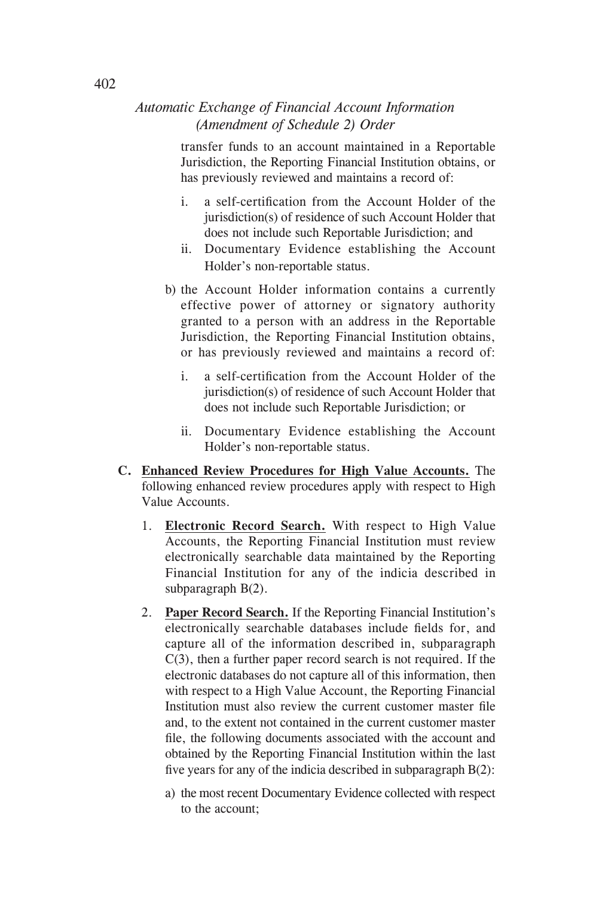transfer funds to an account maintained in a Reportable Jurisdiction, the Reporting Financial Institution obtains, or has previously reviewed and maintains a record of:

i. a self-certification from the Account Holder of the jurisdiction(s) of residence of such Account Holder that does not include such Reportable Jurisdiction; and

ii. Documentary Evidence establishing the Account Holder's non-reportable status.

b) the Account Holder information contains a currently effective power of attorney or signatory authority granted to a person with an address in the Reportable Jurisdiction, the Reporting Financial Institution obtains, or has previously reviewed and maintains a record of:

i. a self-certification from the Account Holder of the jurisdiction(s) of residence of such Account Holder that does not include such Reportable Jurisdiction; or

ii. Documentary Evidence establishing the Account Holder's non-reportable status.

**C. <u>Enhanced Review Procedures for High Value Accounts.</u>** The following enhanced review procedures apply with respect to High Value Accounts.

1. **<u>Electronic Record Search.</u>** With respect to High Value Accounts, the Reporting Financial Institution must review electronically searchable data maintained by the Reporting Financial Institution for any of the indicia described in subparagraph B(2).

2. **<u>Paper Record Search.</u>** If the Reporting Financial Institution's electronically searchable databases include fields for, and capture all of the information described in, subparagraph C(3), then a further paper record search is not required. If the electronic databases do not capture all of this information, then with respect to a High Value Account, the Reporting Financial Institution must also review the current customer master file and, to the extent not contained in the current customer master file, the following documents associated with the account and obtained by the Reporting Financial Institution within the last five years for any of the indicia described in subparagraph B(2):

   a) the most recent Documentary Evidence collected with respect to the account;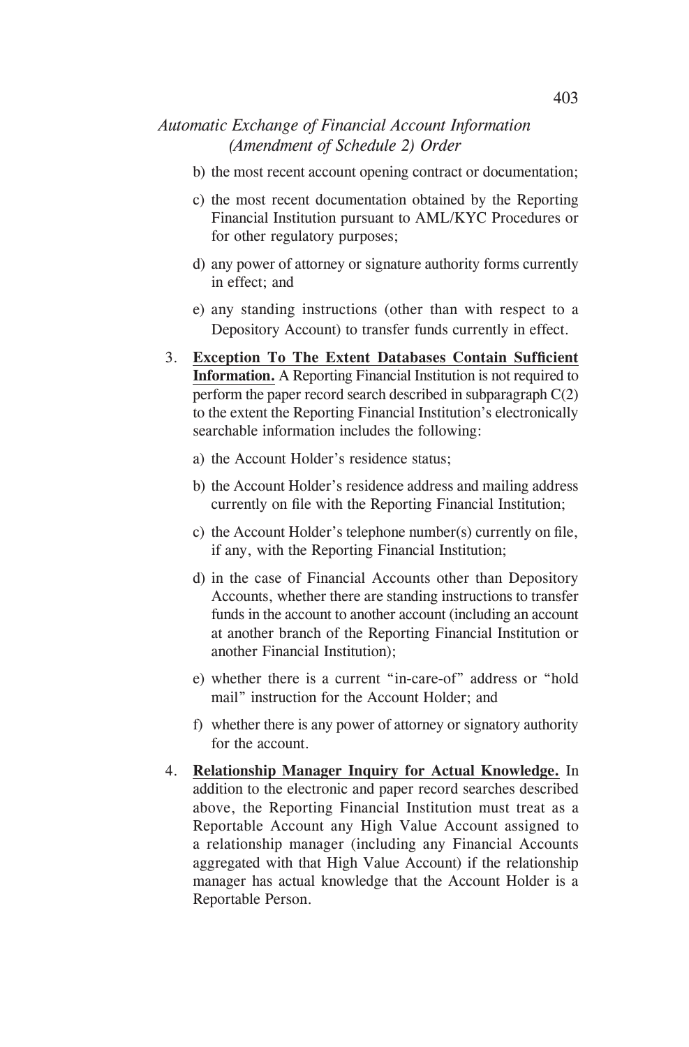b) the most recent account opening contract or documentation;

c) the most recent documentation obtained by the Reporting Financial Institution pursuant to AML/KYC Procedures or for other regulatory purposes;

d) any power of attorney or signature authority forms currently in effect; and

e) any standing instructions (other than with respect to a Depository Account) to transfer funds currently in effect.

3. **Exception To The Extent Databases Contain Sufficient Information.** A Reporting Financial Institution is not required to perform the paper record search described in subparagraph C(2) to the extent the Reporting Financial Institution's electronically searchable information includes the following:

a) the Account Holder's residence status;

b) the Account Holder's residence address and mailing address currently on file with the Reporting Financial Institution;

c) the Account Holder's telephone number(s) currently on file, if any, with the Reporting Financial Institution;

d) in the case of Financial Accounts other than Depository Accounts, whether there are standing instructions to transfer funds in the account to another account (including an account at another branch of the Reporting Financial Institution or another Financial Institution);

e) whether there is a current "in-care-of" address or "hold mail" instruction for the Account Holder; and

f) whether there is any power of attorney or signatory authority for the account.

4. **Relationship Manager Inquiry for Actual Knowledge.** In addition to the electronic and paper record searches described above, the Reporting Financial Institution must treat as a Reportable Account any High Value Account assigned to a relationship manager (including any Financial Accounts aggregated with that High Value Account) if the relationship manager has actual knowledge that the Account Holder is a Reportable Person.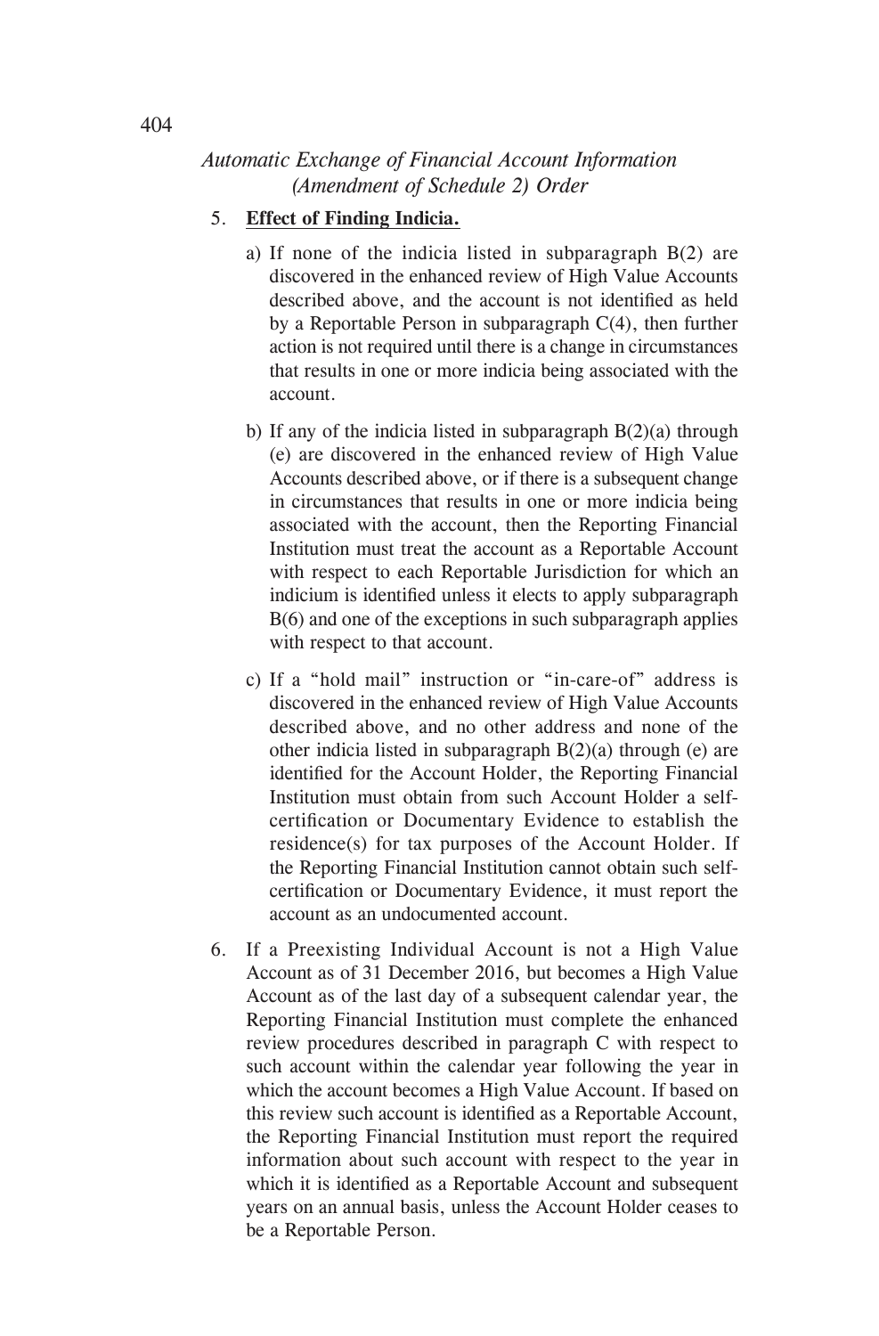5. **Effect of Finding Indicia.**

   a) If none of the indicia listed in subparagraph B(2) are discovered in the enhanced review of High Value Accounts described above, and the account is not identified as held by a Reportable Person in subparagraph C(4), then further action is not required until there is a change in circumstances that results in one or more indicia being associated with the account.

   b) If any of the indicia listed in subparagraph B(2)(a) through (e) are discovered in the enhanced review of High Value Accounts described above, or if there is a subsequent change in circumstances that results in one or more indicia being associated with the account, then the Reporting Financial Institution must treat the account as a Reportable Account with respect to each Reportable Jurisdiction for which an indicium is identified unless it elects to apply subparagraph B(6) and one of the exceptions in such subparagraph applies with respect to that account.

   c) If a "hold mail" instruction or "in-care-of" address is discovered in the enhanced review of High Value Accounts described above, and no other address and none of the other indicia listed in subparagraph B(2)(a) through (e) are identified for the Account Holder, the Reporting Financial Institution must obtain from such Account Holder a self-certification or Documentary Evidence to establish the residence(s) for tax purposes of the Account Holder. If the Reporting Financial Institution cannot obtain such self-certification or Documentary Evidence, it must report the account as an undocumented account.

6. If a Preexisting Individual Account is not a High Value Account as of 31 December 2016, but becomes a High Value Account as of the last day of a subsequent calendar year, the Reporting Financial Institution must complete the enhanced review procedures described in paragraph C with respect to such account within the calendar year following the year in which the account becomes a High Value Account. If based on this review such account is identified as a Reportable Account, the Reporting Financial Institution must report the required information about such account with respect to the year in which it is identified as a Reportable Account and subsequent years on an annual basis, unless the Account Holder ceases to be a Reportable Person.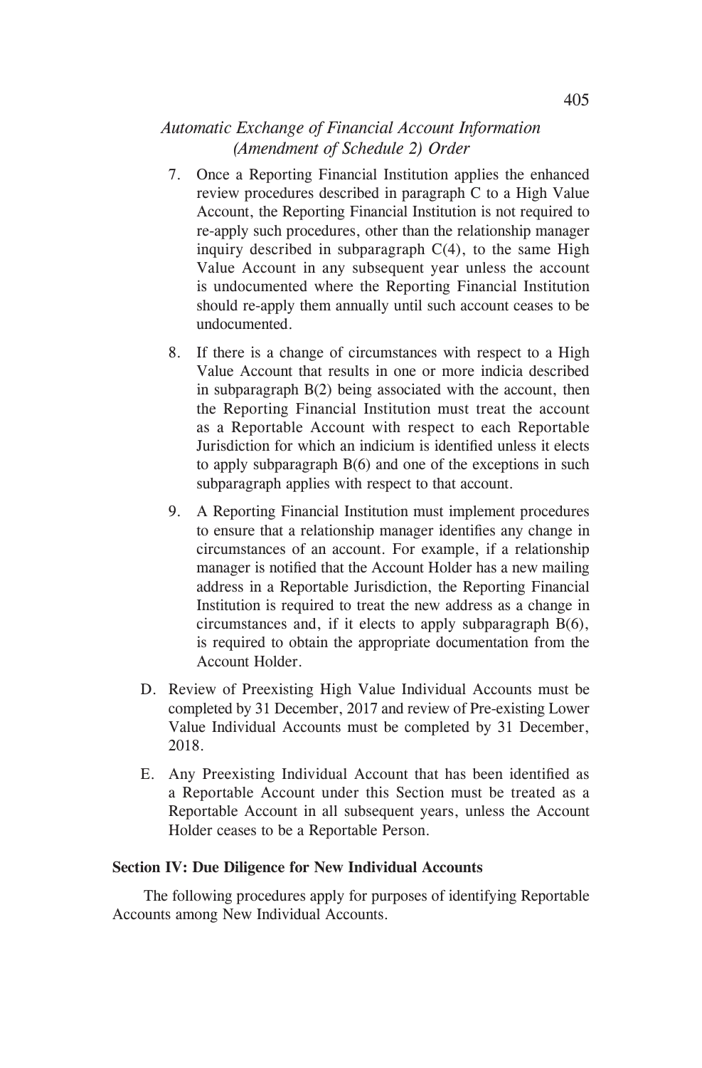7. Once a Reporting Financial Institution applies the enhanced review procedures described in paragraph C to a High Value Account, the Reporting Financial Institution is not required to re-apply such procedures, other than the relationship manager inquiry described in subparagraph C(4), to the same High Value Account in any subsequent year unless the account is undocumented where the Reporting Financial Institution should re-apply them annually until such account ceases to be undocumented.

8. If there is a change of circumstances with respect to a High Value Account that results in one or more indicia described in subparagraph B(2) being associated with the account, then the Reporting Financial Institution must treat the account as a Reportable Account with respect to each Reportable Jurisdiction for which an indicium is identified unless it elects to apply subparagraph B(6) and one of the exceptions in such subparagraph applies with respect to that account.

9. A Reporting Financial Institution must implement procedures to ensure that a relationship manager identifies any change in circumstances of an account. For example, if a relationship manager is notified that the Account Holder has a new mailing address in a Reportable Jurisdiction, the Reporting Financial Institution is required to treat the new address as a change in circumstances and, if it elects to apply subparagraph B(6), is required to obtain the appropriate documentation from the Account Holder.

D. Review of Preexisting High Value Individual Accounts must be completed by 31 December, 2017 and review of Pre-existing Lower Value Individual Accounts must be completed by 31 December, 2018.

E. Any Preexisting Individual Account that has been identified as a Reportable Account under this Section must be treated as a Reportable Account in all subsequent years, unless the Account Holder ceases to be a Reportable Person.

**Section IV: Due Diligence for New Individual Accounts**

The following procedures apply for purposes of identifying Reportable Accounts among New Individual Accounts.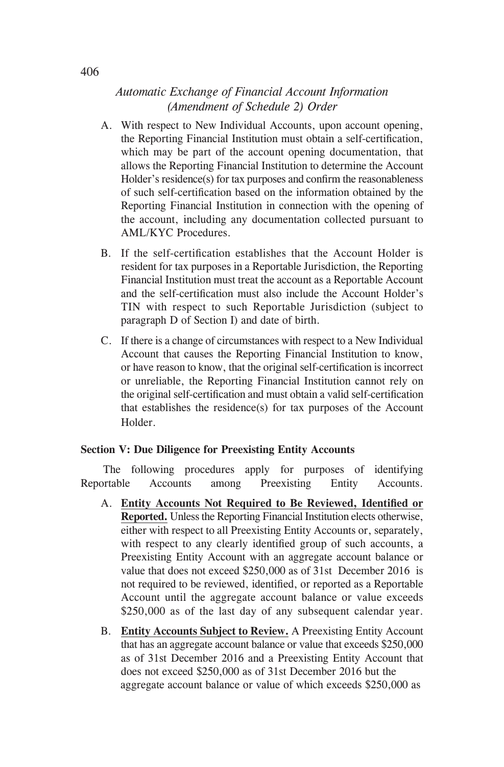A. With respect to New Individual Accounts, upon account opening, the Reporting Financial Institution must obtain a self-certification, which may be part of the account opening documentation, that allows the Reporting Financial Institution to determine the Account Holder's residence(s) for tax purposes and confirm the reasonableness of such self-certification based on the information obtained by the Reporting Financial Institution in connection with the opening of the account, including any documentation collected pursuant to AML/KYC Procedures.

B. If the self-certification establishes that the Account Holder is resident for tax purposes in a Reportable Jurisdiction, the Reporting Financial Institution must treat the account as a Reportable Account and the self-certification must also include the Account Holder's TIN with respect to such Reportable Jurisdiction (subject to paragraph D of Section I) and date of birth.

C. If there is a change of circumstances with respect to a New Individual Account that causes the Reporting Financial Institution to know, or have reason to know, that the original self-certification is incorrect or unreliable, the Reporting Financial Institution cannot rely on the original self-certification and must obtain a valid self-certification that establishes the residence(s) for tax purposes of the Account Holder.

**Section V: Due Diligence for Preexisting Entity Accounts**

The following procedures apply for purposes of identifying Reportable Accounts among Preexisting Entity Accounts.

A. **Entity Accounts Not Required to Be Reviewed, Identified or Reported.** Unless the Reporting Financial Institution elects otherwise, either with respect to all Preexisting Entity Accounts or, separately, with respect to any clearly identified group of such accounts, a Preexisting Entity Account with an aggregate account balance or value that does not exceed $250,000 as of 31st December 2016 is not required to be reviewed, identified, or reported as a Reportable Account until the aggregate account balance or value exceeds $250,000 as of the last day of any subsequent calendar year.

B. **Entity Accounts Subject to Review.** A Preexisting Entity Account that has an aggregate account balance or value that exceeds $250,000 as of 31st December 2016 and a Preexisting Entity Account that does not exceed $250,000 as of 31st December 2016 but the aggregate account balance or value of which exceeds $250,000 as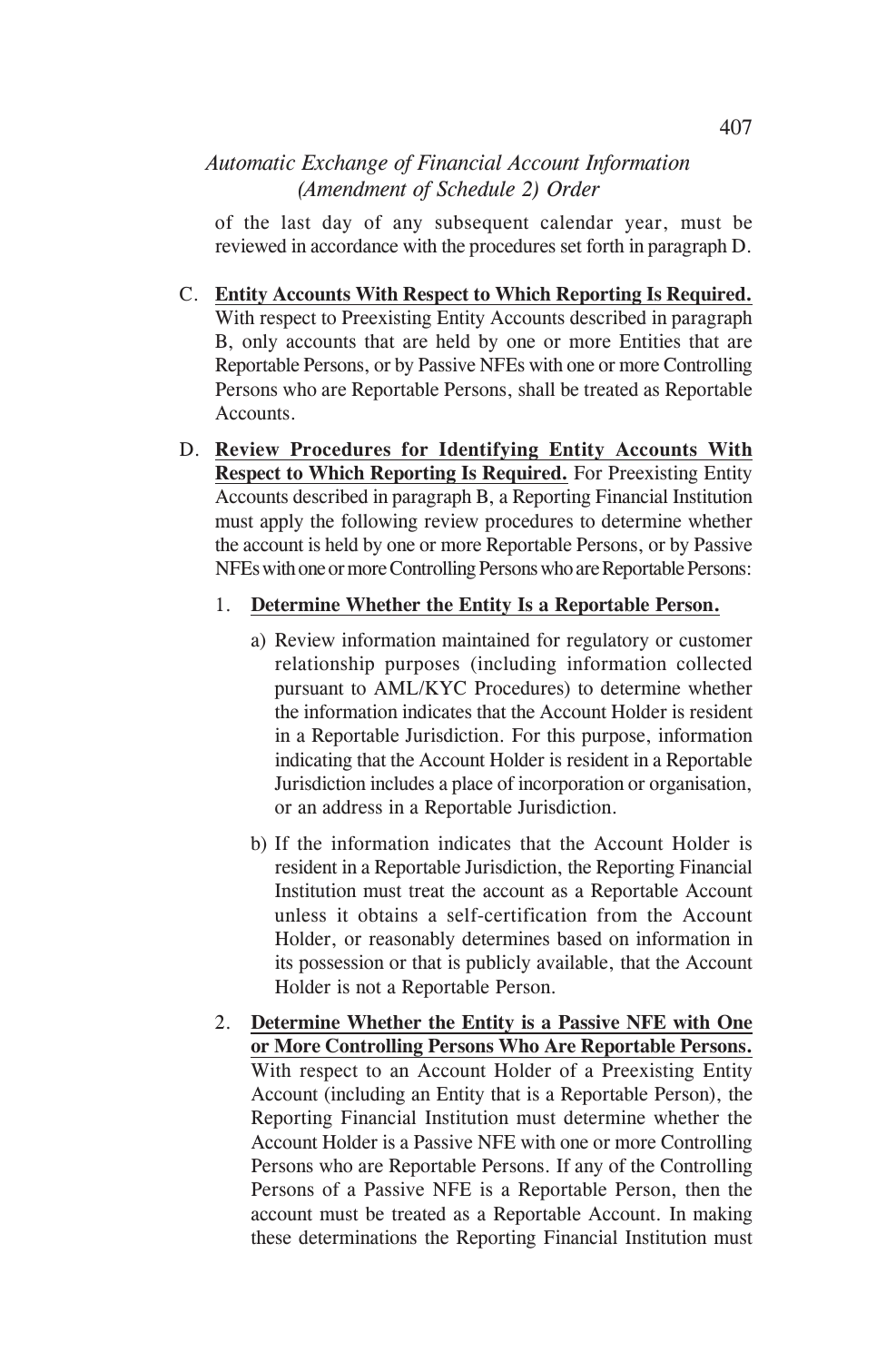of the last day of any subsequent calendar year, must be reviewed in accordance with the procedures set forth in paragraph D.

C. **Entity Accounts With Respect to Which Reporting Is Required.** With respect to Preexisting Entity Accounts described in paragraph B, only accounts that are held by one or more Entities that are Reportable Persons, or by Passive NFEs with one or more Controlling Persons who are Reportable Persons, shall be treated as Reportable Accounts.

D. **Review Procedures for Identifying Entity Accounts With Respect to Which Reporting Is Required.** For Preexisting Entity Accounts described in paragraph B, a Reporting Financial Institution must apply the following review procedures to determine whether the account is held by one or more Reportable Persons, or by Passive NFEs with one or more Controlling Persons who are Reportable Persons:

1. **Determine Whether the Entity Is a Reportable Person.**

   a) Review information maintained for regulatory or customer relationship purposes (including information collected pursuant to AML/KYC Procedures) to determine whether the information indicates that the Account Holder is resident in a Reportable Jurisdiction. For this purpose, information indicating that the Account Holder is resident in a Reportable Jurisdiction includes a place of incorporation or organisation, or an address in a Reportable Jurisdiction.

   b) If the information indicates that the Account Holder is resident in a Reportable Jurisdiction, the Reporting Financial Institution must treat the account as a Reportable Account unless it obtains a self-certification from the Account Holder, or reasonably determines based on information in its possession or that is publicly available, that the Account Holder is not a Reportable Person.

2. **Determine Whether the Entity is a Passive NFE with One or More Controlling Persons Who Are Reportable Persons.** With respect to an Account Holder of a Preexisting Entity Account (including an Entity that is a Reportable Person), the Reporting Financial Institution must determine whether the Account Holder is a Passive NFE with one or more Controlling Persons who are Reportable Persons. If any of the Controlling Persons of a Passive NFE is a Reportable Person, then the account must be treated as a Reportable Account. In making these determinations the Reporting Financial Institution must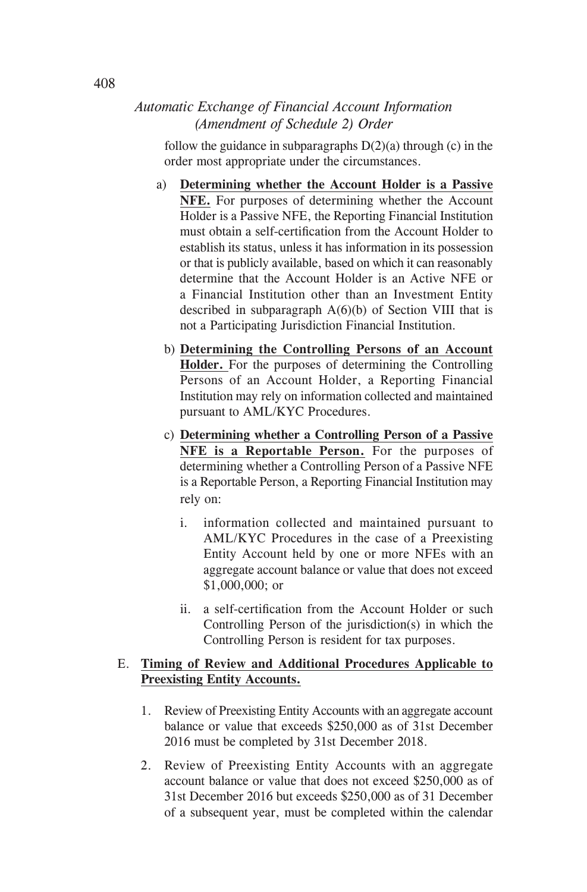follow the guidance in subparagraphs D(2)(a) through (c) in the order most appropriate under the circumstances.

a) **<u>Determining whether the Account Holder is a Passive NFE.</u>** For purposes of determining whether the Account Holder is a Passive NFE, the Reporting Financial Institution must obtain a self-certification from the Account Holder to establish its status, unless it has information in its possession or that is publicly available, based on which it can reasonably determine that the Account Holder is an Active NFE or a Financial Institution other than an Investment Entity described in subparagraph A(6)(b) of Section VIII that is not a Participating Jurisdiction Financial Institution.

b) **<u>Determining the Controlling Persons of an Account Holder.</u>** For the purposes of determining the Controlling Persons of an Account Holder, a Reporting Financial Institution may rely on information collected and maintained pursuant to AML/KYC Procedures.

c) **<u>Determining whether a Controlling Person of a Passive NFE is a Reportable Person.</u>** For the purposes of determining whether a Controlling Person of a Passive NFE is a Reportable Person, a Reporting Financial Institution may rely on:

   i. information collected and maintained pursuant to AML/KYC Procedures in the case of a Preexisting Entity Account held by one or more NFEs with an aggregate account balance or value that does not exceed $1,000,000; or

   ii. a self-certification from the Account Holder or such Controlling Person of the jurisdiction(s) in which the Controlling Person is resident for tax purposes.

E. **<u>Timing of Review and Additional Procedures Applicable to Preexisting Entity Accounts.</u>**

1. Review of Preexisting Entity Accounts with an aggregate account balance or value that exceeds $250,000 as of 31st December 2016 must be completed by 31st December 2018.

2. Review of Preexisting Entity Accounts with an aggregate account balance or value that does not exceed $250,000 as of 31st December 2016 but exceeds $250,000 as of 31 December of a subsequent year, must be completed within the calendar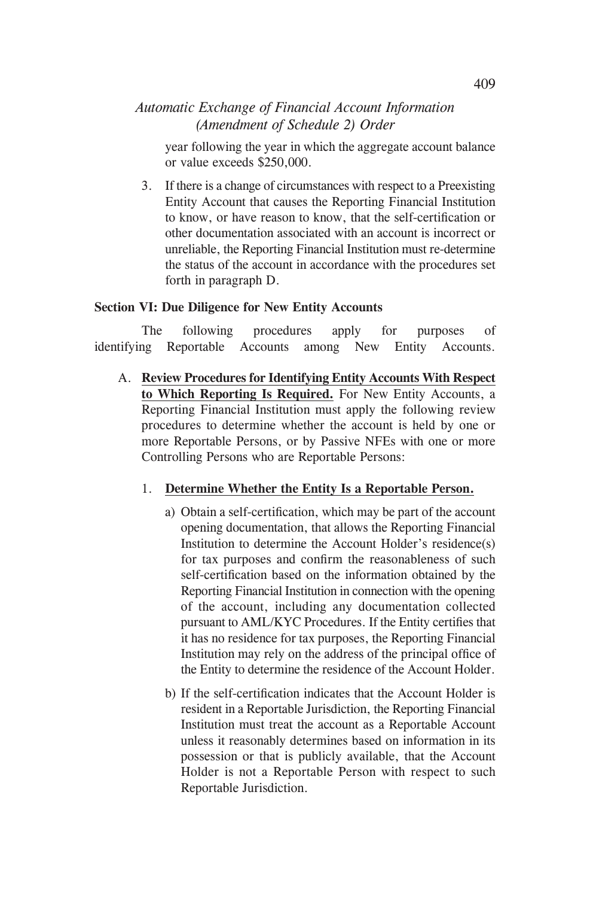year following the year in which the aggregate account balance or value exceeds $250,000.

3. If there is a change of circumstances with respect to a Preexisting Entity Account that causes the Reporting Financial Institution to know, or have reason to know, that the self-certification or other documentation associated with an account is incorrect or unreliable, the Reporting Financial Institution must re-determine the status of the account in accordance with the procedures set forth in paragraph D.

**Section VI: Due Diligence for New Entity Accounts**

The following procedures apply for purposes of identifying Reportable Accounts among New Entity Accounts.

A. **Review Procedures for Identifying Entity Accounts With Respect to Which Reporting Is Required.** For New Entity Accounts, a Reporting Financial Institution must apply the following review procedures to determine whether the account is held by one or more Reportable Persons, or by Passive NFEs with one or more Controlling Persons who are Reportable Persons:

1. **Determine Whether the Entity Is a Reportable Person.**

   a) Obtain a self-certification, which may be part of the account opening documentation, that allows the Reporting Financial Institution to determine the Account Holder's residence(s) for tax purposes and confirm the reasonableness of such self-certification based on the information obtained by the Reporting Financial Institution in connection with the opening of the account, including any documentation collected pursuant to AML/KYC Procedures. If the Entity certifies that it has no residence for tax purposes, the Reporting Financial Institution may rely on the address of the principal office of the Entity to determine the residence of the Account Holder.

   b) If the self-certification indicates that the Account Holder is resident in a Reportable Jurisdiction, the Reporting Financial Institution must treat the account as a Reportable Account unless it reasonably determines based on information in its possession or that is publicly available, that the Account Holder is not a Reportable Person with respect to such Reportable Jurisdiction.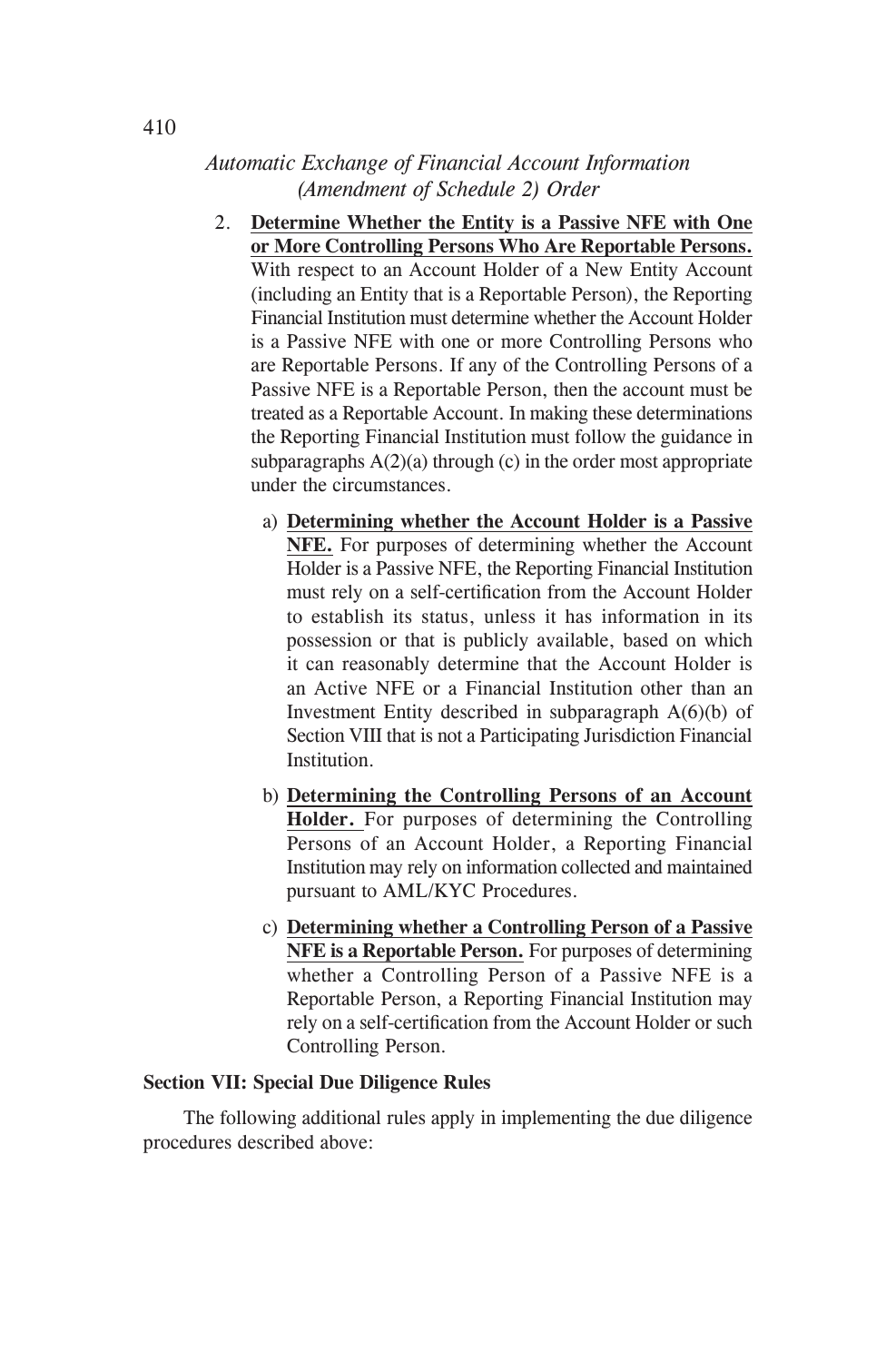2. **Determine Whether the Entity is a Passive NFE with One or More Controlling Persons Who Are Reportable Persons.** With respect to an Account Holder of a New Entity Account (including an Entity that is a Reportable Person), the Reporting Financial Institution must determine whether the Account Holder is a Passive NFE with one or more Controlling Persons who are Reportable Persons. If any of the Controlling Persons of a Passive NFE is a Reportable Person, then the account must be treated as a Reportable Account. In making these determinations the Reporting Financial Institution must follow the guidance in subparagraphs A(2)(a) through (c) in the order most appropriate under the circumstances.

   a) **Determining whether the Account Holder is a Passive NFE.** For purposes of determining whether the Account Holder is a Passive NFE, the Reporting Financial Institution must rely on a self-certification from the Account Holder to establish its status, unless it has information in its possession or that is publicly available, based on which it can reasonably determine that the Account Holder is an Active NFE or a Financial Institution other than an Investment Entity described in subparagraph A(6)(b) of Section VIII that is not a Participating Jurisdiction Financial Institution.

   b) **Determining the Controlling Persons of an Account Holder.** For purposes of determining the Controlling Persons of an Account Holder, a Reporting Financial Institution may rely on information collected and maintained pursuant to AML/KYC Procedures.

   c) **Determining whether a Controlling Person of a Passive NFE is a Reportable Person.** For purposes of determining whether a Controlling Person of a Passive NFE is a Reportable Person, a Reporting Financial Institution may rely on a self-certification from the Account Holder or such Controlling Person.

**Section VII: Special Due Diligence Rules**

The following additional rules apply in implementing the due diligence procedures described above: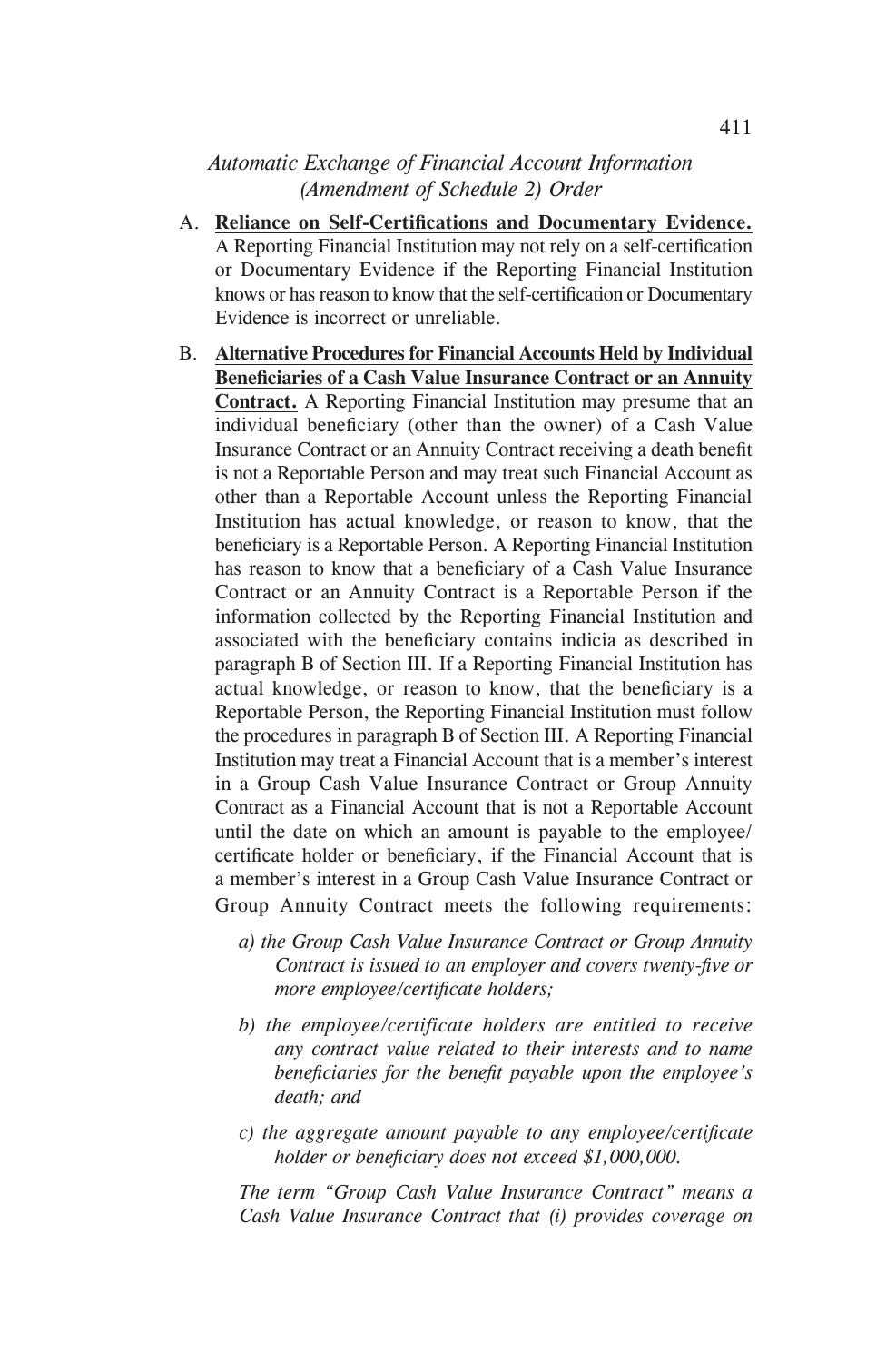A. **Reliance on Self-Certifications and Documentary Evidence.** A Reporting Financial Institution may not rely on a self-certification or Documentary Evidence if the Reporting Financial Institution knows or has reason to know that the self-certification or Documentary Evidence is incorrect or unreliable.

B. **Alternative Procedures for Financial Accounts Held by Individual Beneficiaries of a Cash Value Insurance Contract or an Annuity Contract.** A Reporting Financial Institution may presume that an individual beneficiary (other than the owner) of a Cash Value Insurance Contract or an Annuity Contract receiving a death benefit is not a Reportable Person and may treat such Financial Account as other than a Reportable Account unless the Reporting Financial Institution has actual knowledge, or reason to know, that the beneficiary is a Reportable Person. A Reporting Financial Institution has reason to know that a beneficiary of a Cash Value Insurance Contract or an Annuity Contract is a Reportable Person if the information collected by the Reporting Financial Institution and associated with the beneficiary contains indicia as described in paragraph B of Section III. If a Reporting Financial Institution has actual knowledge, or reason to know, that the beneficiary is a Reportable Person, the Reporting Financial Institution must follow the procedures in paragraph B of Section III. A Reporting Financial Institution may treat a Financial Account that is a member's interest in a Group Cash Value Insurance Contract or Group Annuity Contract as a Financial Account that is not a Reportable Account until the date on which an amount is payable to the employee/certificate holder or beneficiary, if the Financial Account that is a member's interest in a Group Cash Value Insurance Contract or Group Annuity Contract meets the following requirements:

*a) the Group Cash Value Insurance Contract or Group Annuity Contract is issued to an employer and covers twenty-five or more employee/certificate holders;*

*b) the employee/certificate holders are entitled to receive any contract value related to their interests and to name beneficiaries for the benefit payable upon the employee's death; and*

*c) the aggregate amount payable to any employee/certificate holder or beneficiary does not exceed $1,000,000.*

*The term "Group Cash Value Insurance Contract" means a Cash Value Insurance Contract that (i) provides coverage on*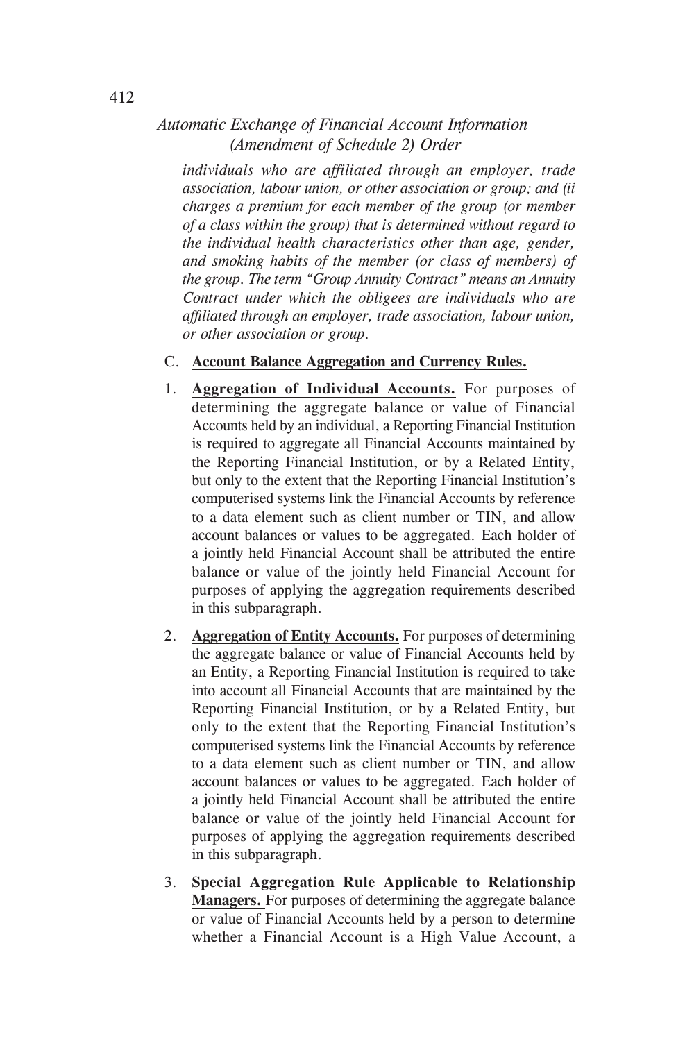*individuals who are affiliated through an employer, trade association, labour union, or other association or group; and (ii charges a premium for each member of the group (or member of a class within the group) that is determined without regard to the individual health characteristics other than age, gender, and smoking habits of the member (or class of members) of the group. The term "Group Annuity Contract" means an Annuity Contract under which the obligees are individuals who are affiliated through an employer, trade association, labour union, or other association or group.*

C. **Account Balance Aggregation and Currency Rules.**

1. **Aggregation of Individual Accounts.** For purposes of determining the aggregate balance or value of Financial Accounts held by an individual, a Reporting Financial Institution is required to aggregate all Financial Accounts maintained by the Reporting Financial Institution, or by a Related Entity, but only to the extent that the Reporting Financial Institution's computerised systems link the Financial Accounts by reference to a data element such as client number or TIN, and allow account balances or values to be aggregated. Each holder of a jointly held Financial Account shall be attributed the entire balance or value of the jointly held Financial Account for purposes of applying the aggregation requirements described in this subparagraph.

2. **Aggregation of Entity Accounts.** For purposes of determining the aggregate balance or value of Financial Accounts held by an Entity, a Reporting Financial Institution is required to take into account all Financial Accounts that are maintained by the Reporting Financial Institution, or by a Related Entity, but only to the extent that the Reporting Financial Institution's computerised systems link the Financial Accounts by reference to a data element such as client number or TIN, and allow account balances or values to be aggregated. Each holder of a jointly held Financial Account shall be attributed the entire balance or value of the jointly held Financial Account for purposes of applying the aggregation requirements described in this subparagraph.

3. **Special Aggregation Rule Applicable to Relationship Managers.** For purposes of determining the aggregate balance or value of Financial Accounts held by a person to determine whether a Financial Account is a High Value Account, a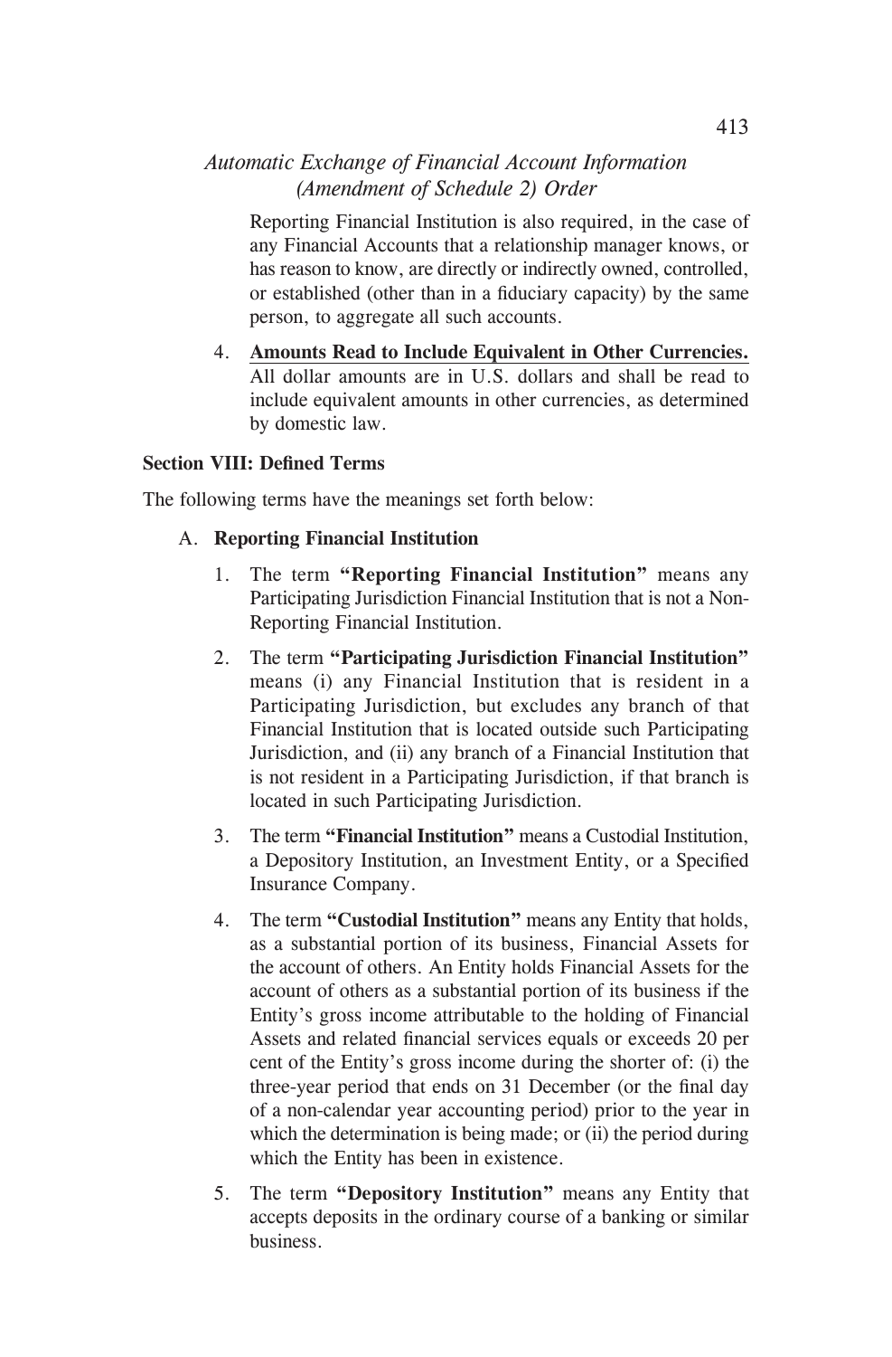Reporting Financial Institution is also required, in the case of any Financial Accounts that a relationship manager knows, or has reason to know, are directly or indirectly owned, controlled, or established (other than in a fiduciary capacity) by the same person, to aggregate all such accounts.

4. **Amounts Read to Include Equivalent in Other Currencies.** All dollar amounts are in U.S. dollars and shall be read to include equivalent amounts in other currencies, as determined by domestic law.

**Section VIII: Defined Terms**

The following terms have the meanings set forth below:

A. **Reporting Financial Institution**

1. The term **"Reporting Financial Institution"** means any Participating Jurisdiction Financial Institution that is not a Non-Reporting Financial Institution.

2. The term **"Participating Jurisdiction Financial Institution"** means (i) any Financial Institution that is resident in a Participating Jurisdiction, but excludes any branch of that Financial Institution that is located outside such Participating Jurisdiction, and (ii) any branch of a Financial Institution that is not resident in a Participating Jurisdiction, if that branch is located in such Participating Jurisdiction.

3. The term **"Financial Institution"** means a Custodial Institution, a Depository Institution, an Investment Entity, or a Specified Insurance Company.

4. The term **"Custodial Institution"** means any Entity that holds, as a substantial portion of its business, Financial Assets for the account of others. An Entity holds Financial Assets for the account of others as a substantial portion of its business if the Entity's gross income attributable to the holding of Financial Assets and related financial services equals or exceeds 20 per cent of the Entity's gross income during the shorter of: (i) the three-year period that ends on 31 December (or the final day of a non-calendar year accounting period) prior to the year in which the determination is being made; or (ii) the period during which the Entity has been in existence.

5. The term **"Depository Institution"** means any Entity that accepts deposits in the ordinary course of a banking or similar business.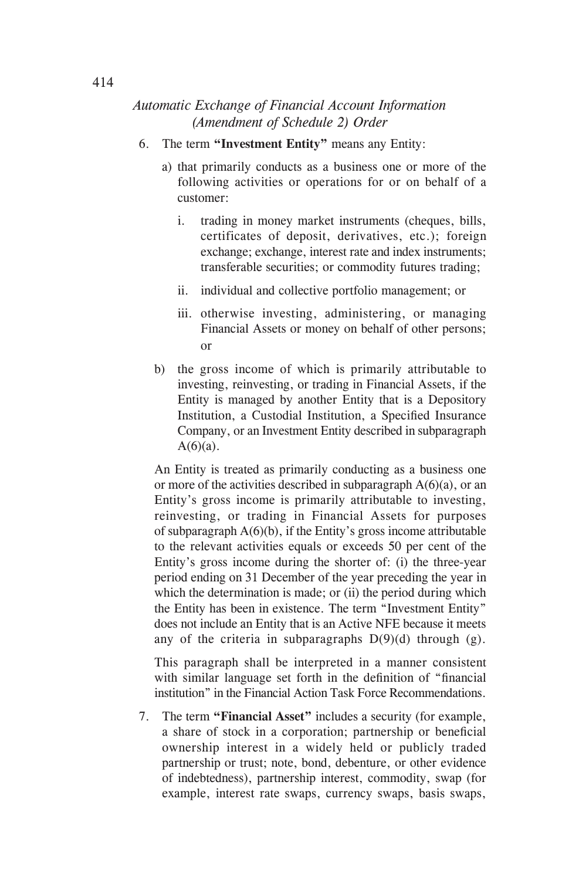6. The term **"Investment Entity"** means any Entity:

   a) that primarily conducts as a business one or more of the following activities or operations for or on behalf of a customer:

      i. trading in money market instruments (cheques, bills, certificates of deposit, derivatives, etc.); foreign exchange; exchange, interest rate and index instruments; transferable securities; or commodity futures trading;

      ii. individual and collective portfolio management; or

      iii. otherwise investing, administering, or managing Financial Assets or money on behalf of other persons; or

   b) the gross income of which is primarily attributable to investing, reinvesting, or trading in Financial Assets, if the Entity is managed by another Entity that is a Depository Institution, a Custodial Institution, a Specified Insurance Company, or an Investment Entity described in subparagraph A(6)(a).

   An Entity is treated as primarily conducting as a business one or more of the activities described in subparagraph A(6)(a), or an Entity's gross income is primarily attributable to investing, reinvesting, or trading in Financial Assets for purposes of subparagraph A(6)(b), if the Entity's gross income attributable to the relevant activities equals or exceeds 50 per cent of the Entity's gross income during the shorter of: (i) the three-year period ending on 31 December of the year preceding the year in which the determination is made; or (ii) the period during which the Entity has been in existence. The term "Investment Entity" does not include an Entity that is an Active NFE because it meets any of the criteria in subparagraphs D(9)(d) through (g).

   This paragraph shall be interpreted in a manner consistent with similar language set forth in the definition of "financial institution" in the Financial Action Task Force Recommendations.

7. The term **"Financial Asset"** includes a security (for example, a share of stock in a corporation; partnership or beneficial ownership interest in a widely held or publicly traded partnership or trust; note, bond, debenture, or other evidence of indebtedness), partnership interest, commodity, swap (for example, interest rate swaps, currency swaps, basis swaps,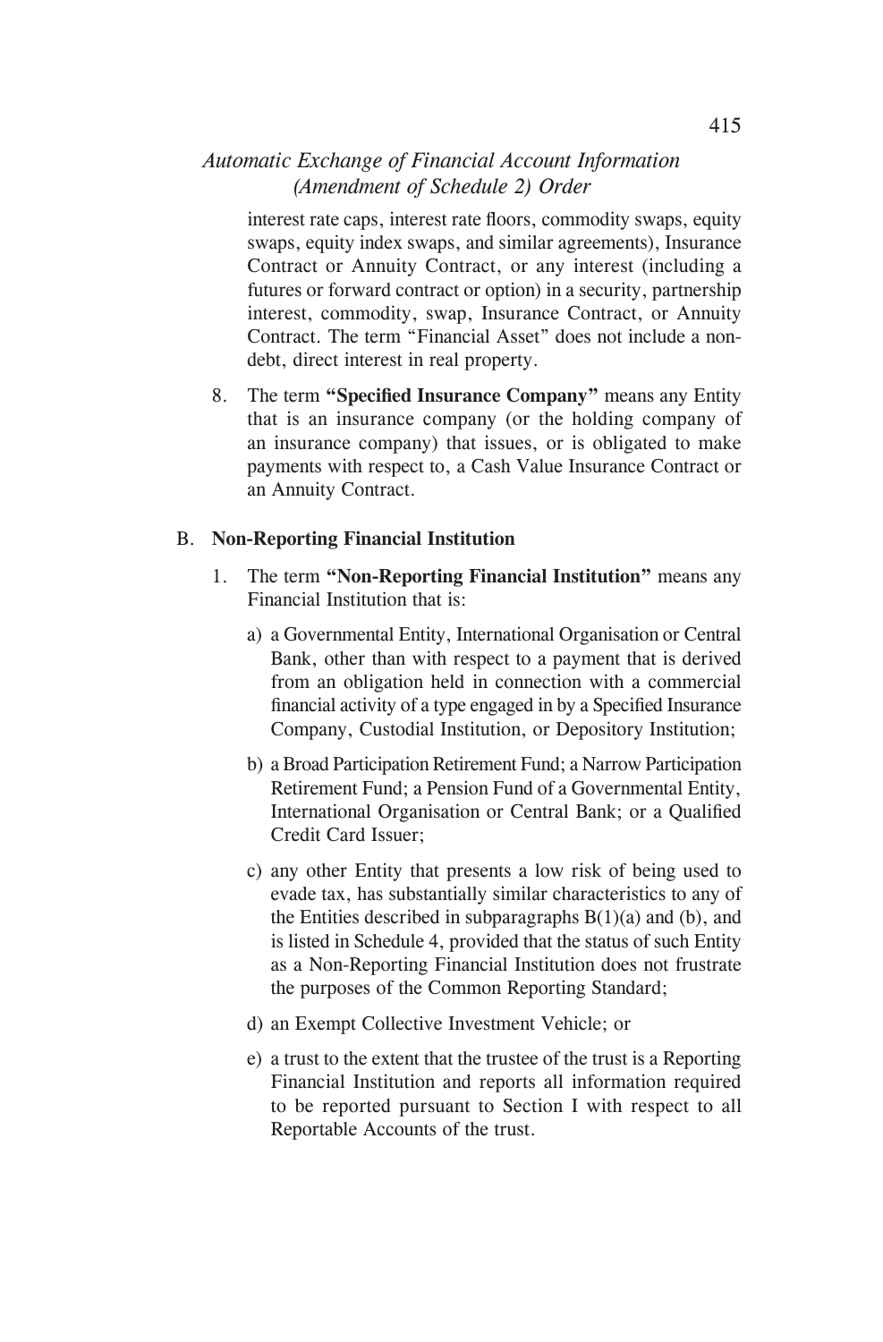interest rate caps, interest rate floors, commodity swaps, equity swaps, equity index swaps, and similar agreements), Insurance Contract or Annuity Contract, or any interest (including a futures or forward contract or option) in a security, partnership interest, commodity, swap, Insurance Contract, or Annuity Contract. The term "Financial Asset" does not include a non-debt, direct interest in real property.

8. The term **"Specified Insurance Company"** means any Entity that is an insurance company (or the holding company of an insurance company) that issues, or is obligated to make payments with respect to, a Cash Value Insurance Contract or an Annuity Contract.

B. **Non-Reporting Financial Institution**

1. The term **"Non-Reporting Financial Institution"** means any Financial Institution that is:

   a) a Governmental Entity, International Organisation or Central Bank, other than with respect to a payment that is derived from an obligation held in connection with a commercial financial activity of a type engaged in by a Specified Insurance Company, Custodial Institution, or Depository Institution;

   b) a Broad Participation Retirement Fund; a Narrow Participation Retirement Fund; a Pension Fund of a Governmental Entity, International Organisation or Central Bank; or a Qualified Credit Card Issuer;

   c) any other Entity that presents a low risk of being used to evade tax, has substantially similar characteristics to any of the Entities described in subparagraphs B(1)(a) and (b), and is listed in Schedule 4, provided that the status of such Entity as a Non-Reporting Financial Institution does not frustrate the purposes of the Common Reporting Standard;

   d) an Exempt Collective Investment Vehicle; or

   e) a trust to the extent that the trustee of the trust is a Reporting Financial Institution and reports all information required to be reported pursuant to Section I with respect to all Reportable Accounts of the trust.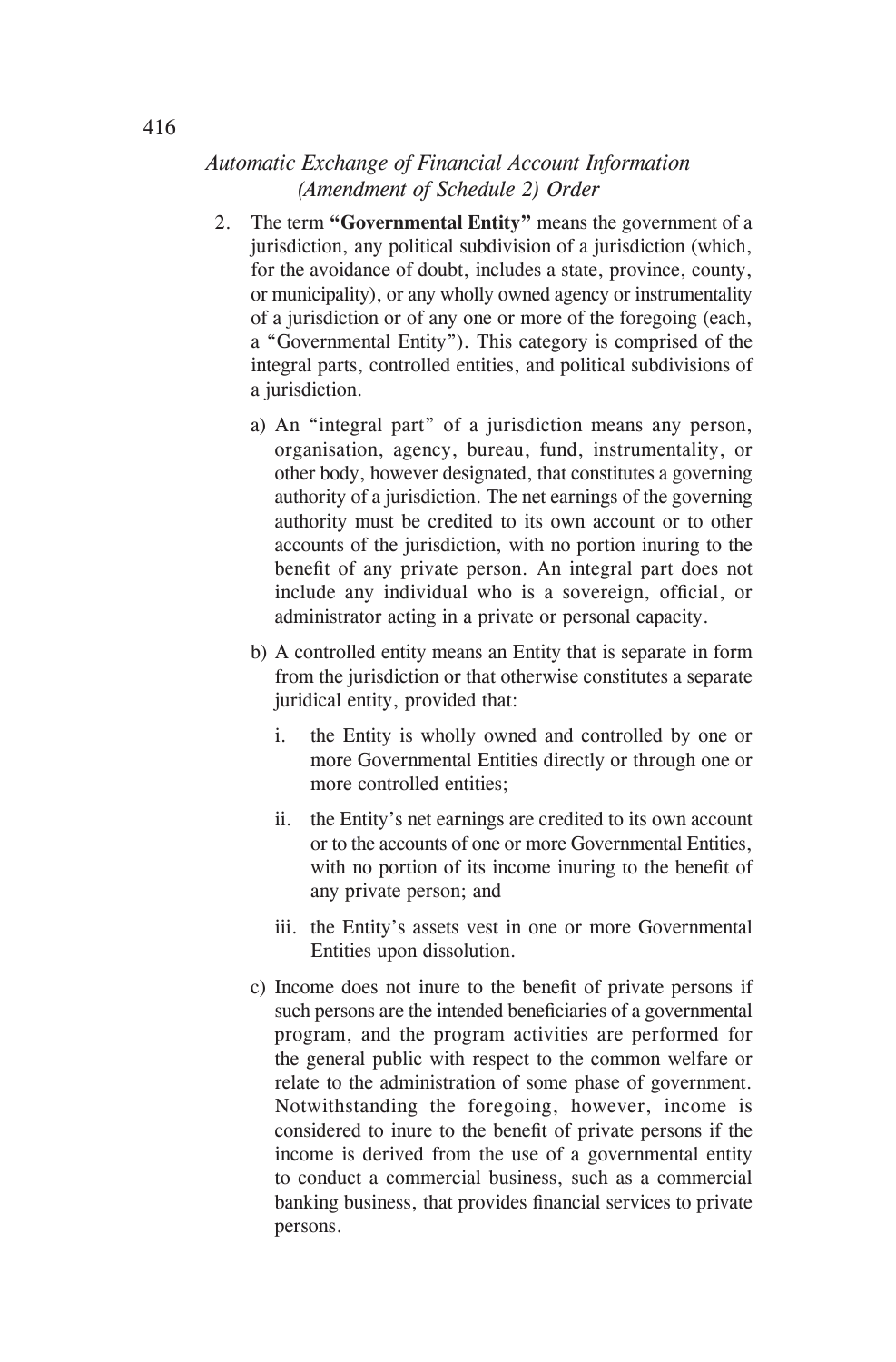2. The term **"Governmental Entity"** means the government of a jurisdiction, any political subdivision of a jurisdiction (which, for the avoidance of doubt, includes a state, province, county, or municipality), or any wholly owned agency or instrumentality of a jurisdiction or of any one or more of the foregoing (each, a "Governmental Entity"). This category is comprised of the integral parts, controlled entities, and political subdivisions of a jurisdiction.

   a) An "integral part" of a jurisdiction means any person, organisation, agency, bureau, fund, instrumentality, or other body, however designated, that constitutes a governing authority of a jurisdiction. The net earnings of the governing authority must be credited to its own account or to other accounts of the jurisdiction, with no portion inuring to the benefit of any private person. An integral part does not include any individual who is a sovereign, official, or administrator acting in a private or personal capacity.

   b) A controlled entity means an Entity that is separate in form from the jurisdiction or that otherwise constitutes a separate juridical entity, provided that:

      i. the Entity is wholly owned and controlled by one or more Governmental Entities directly or through one or more controlled entities;

      ii. the Entity's net earnings are credited to its own account or to the accounts of one or more Governmental Entities, with no portion of its income inuring to the benefit of any private person; and

      iii. the Entity's assets vest in one or more Governmental Entities upon dissolution.

   c) Income does not inure to the benefit of private persons if such persons are the intended beneficiaries of a governmental program, and the program activities are performed for the general public with respect to the common welfare or relate to the administration of some phase of government. Notwithstanding the foregoing, however, income is considered to inure to the benefit of private persons if the income is derived from the use of a governmental entity to conduct a commercial business, such as a commercial banking business, that provides financial services to private persons.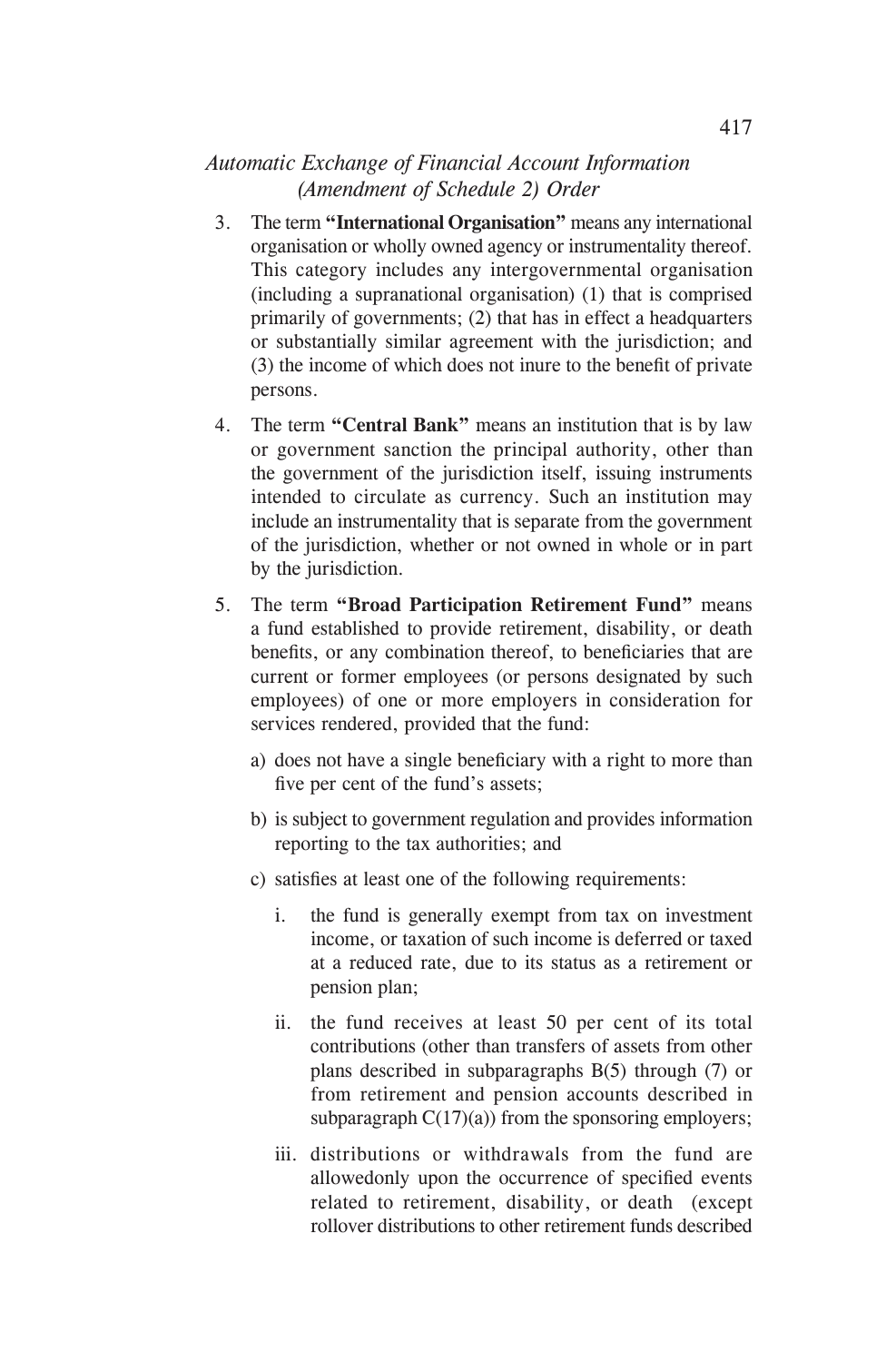3. The term **"International Organisation"** means any international organisation or wholly owned agency or instrumentality thereof. This category includes any intergovernmental organisation (including a supranational organisation) (1) that is comprised primarily of governments; (2) that has in effect a headquarters or substantially similar agreement with the jurisdiction; and (3) the income of which does not inure to the benefit of private persons.

4. The term **"Central Bank"** means an institution that is by law or government sanction the principal authority, other than the government of the jurisdiction itself, issuing instruments intended to circulate as currency. Such an institution may include an instrumentality that is separate from the government of the jurisdiction, whether or not owned in whole or in part by the jurisdiction.

5. The term **"Broad Participation Retirement Fund"** means a fund established to provide retirement, disability, or death benefits, or any combination thereof, to beneficiaries that are current or former employees (or persons designated by such employees) of one or more employers in consideration for services rendered, provided that the fund:

   a) does not have a single beneficiary with a right to more than five per cent of the fund's assets;

   b) is subject to government regulation and provides information reporting to the tax authorities; and

   c) satisfies at least one of the following requirements:

      i. the fund is generally exempt from tax on investment income, or taxation of such income is deferred or taxed at a reduced rate, due to its status as a retirement or pension plan;

      ii. the fund receives at least 50 per cent of its total contributions (other than transfers of assets from other plans described in subparagraphs B(5) through (7) or from retirement and pension accounts described in subparagraph C(17)(a)) from the sponsoring employers;

      iii. distributions or withdrawals from the fund are allowedonly upon the occurrence of specified events related to retirement, disability, or death (except rollover distributions to other retirement funds described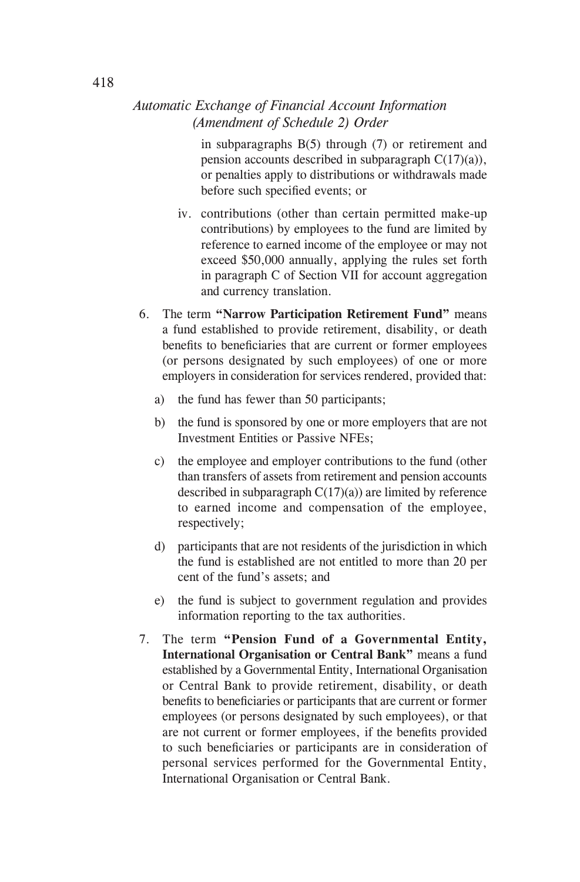in subparagraphs B(5) through (7) or retirement and pension accounts described in subparagraph C(17)(a)), or penalties apply to distributions or withdrawals made before such specified events; or

iv. contributions (other than certain permitted make-up contributions) by employees to the fund are limited by reference to earned income of the employee or may not exceed $50,000 annually, applying the rules set forth in paragraph C of Section VII for account aggregation and currency translation.

6. The term **"Narrow Participation Retirement Fund"** means a fund established to provide retirement, disability, or death benefits to beneficiaries that are current or former employees (or persons designated by such employees) of one or more employers in consideration for services rendered, provided that:

   a) the fund has fewer than 50 participants;

   b) the fund is sponsored by one or more employers that are not Investment Entities or Passive NFEs;

   c) the employee and employer contributions to the fund (other than transfers of assets from retirement and pension accounts described in subparagraph C(17)(a)) are limited by reference to earned income and compensation of the employee, respectively;

   d) participants that are not residents of the jurisdiction in which the fund is established are not entitled to more than 20 per cent of the fund's assets; and

   e) the fund is subject to government regulation and provides information reporting to the tax authorities.

7. The term **"Pension Fund of a Governmental Entity, International Organisation or Central Bank"** means a fund established by a Governmental Entity, International Organisation or Central Bank to provide retirement, disability, or death benefits to beneficiaries or participants that are current or former employees (or persons designated by such employees), or that are not current or former employees, if the benefits provided to such beneficiaries or participants are in consideration of personal services performed for the Governmental Entity, International Organisation or Central Bank.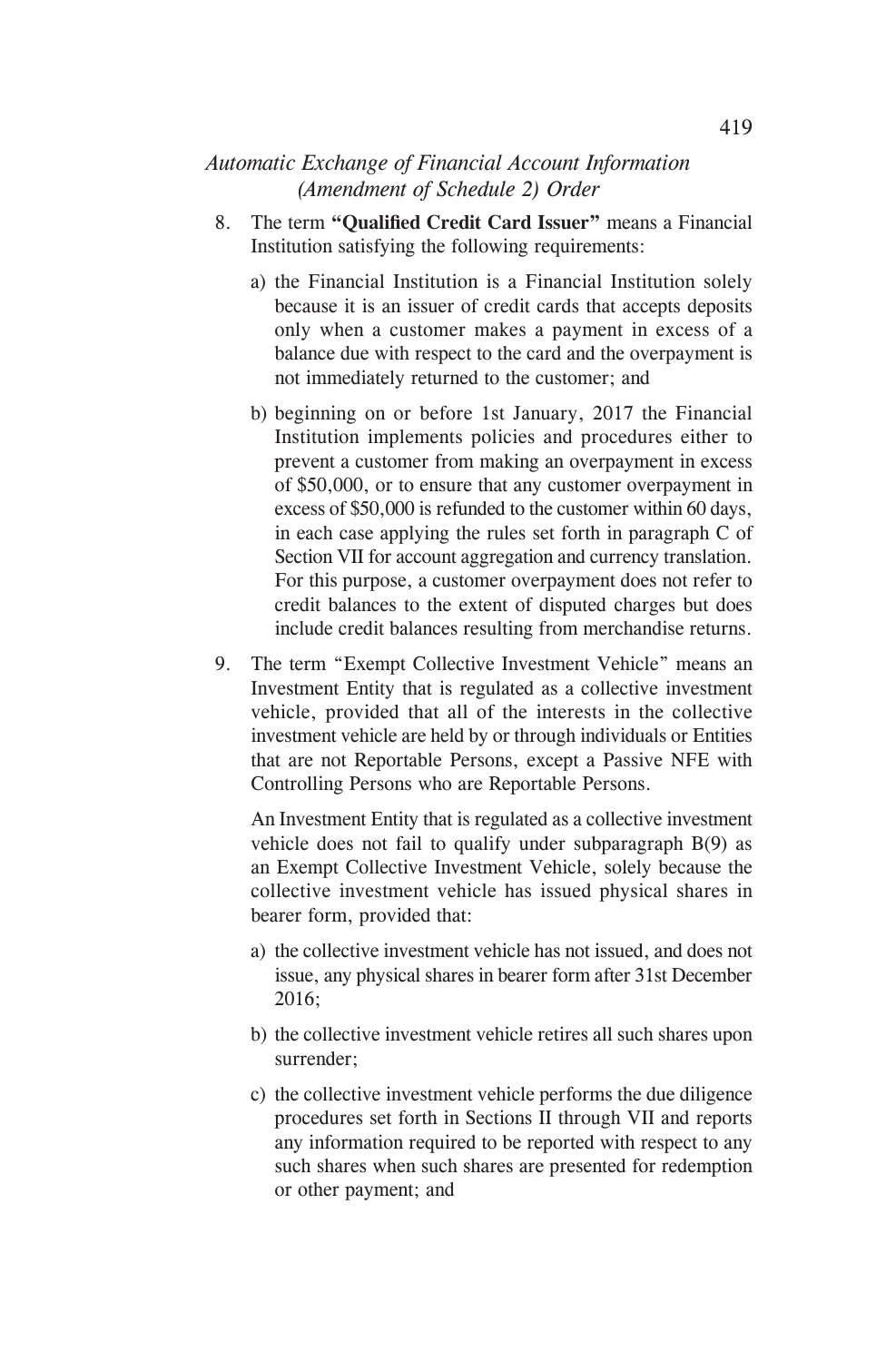8. The term **"Qualified Credit Card Issuer"** means a Financial Institution satisfying the following requirements:

   a) the Financial Institution is a Financial Institution solely because it is an issuer of credit cards that accepts deposits only when a customer makes a payment in excess of a balance due with respect to the card and the overpayment is not immediately returned to the customer; and

   b) beginning on or before 1st January, 2017 the Financial Institution implements policies and procedures either to prevent a customer from making an overpayment in excess of $50,000, or to ensure that any customer overpayment in excess of $50,000 is refunded to the customer within 60 days, in each case applying the rules set forth in paragraph C of Section VII for account aggregation and currency translation. For this purpose, a customer overpayment does not refer to credit balances to the extent of disputed charges but does include credit balances resulting from merchandise returns.

9. The term "Exempt Collective Investment Vehicle" means an Investment Entity that is regulated as a collective investment vehicle, provided that all of the interests in the collective investment vehicle are held by or through individuals or Entities that are not Reportable Persons, except a Passive NFE with Controlling Persons who are Reportable Persons.

   An Investment Entity that is regulated as a collective investment vehicle does not fail to qualify under subparagraph B(9) as an Exempt Collective Investment Vehicle, solely because the collective investment vehicle has issued physical shares in bearer form, provided that:

   a) the collective investment vehicle has not issued, and does not issue, any physical shares in bearer form after 31st December 2016;

   b) the collective investment vehicle retires all such shares upon surrender;

   c) the collective investment vehicle performs the due diligence procedures set forth in Sections II through VII and reports any information required to be reported with respect to any such shares when such shares are presented for redemption or other payment; and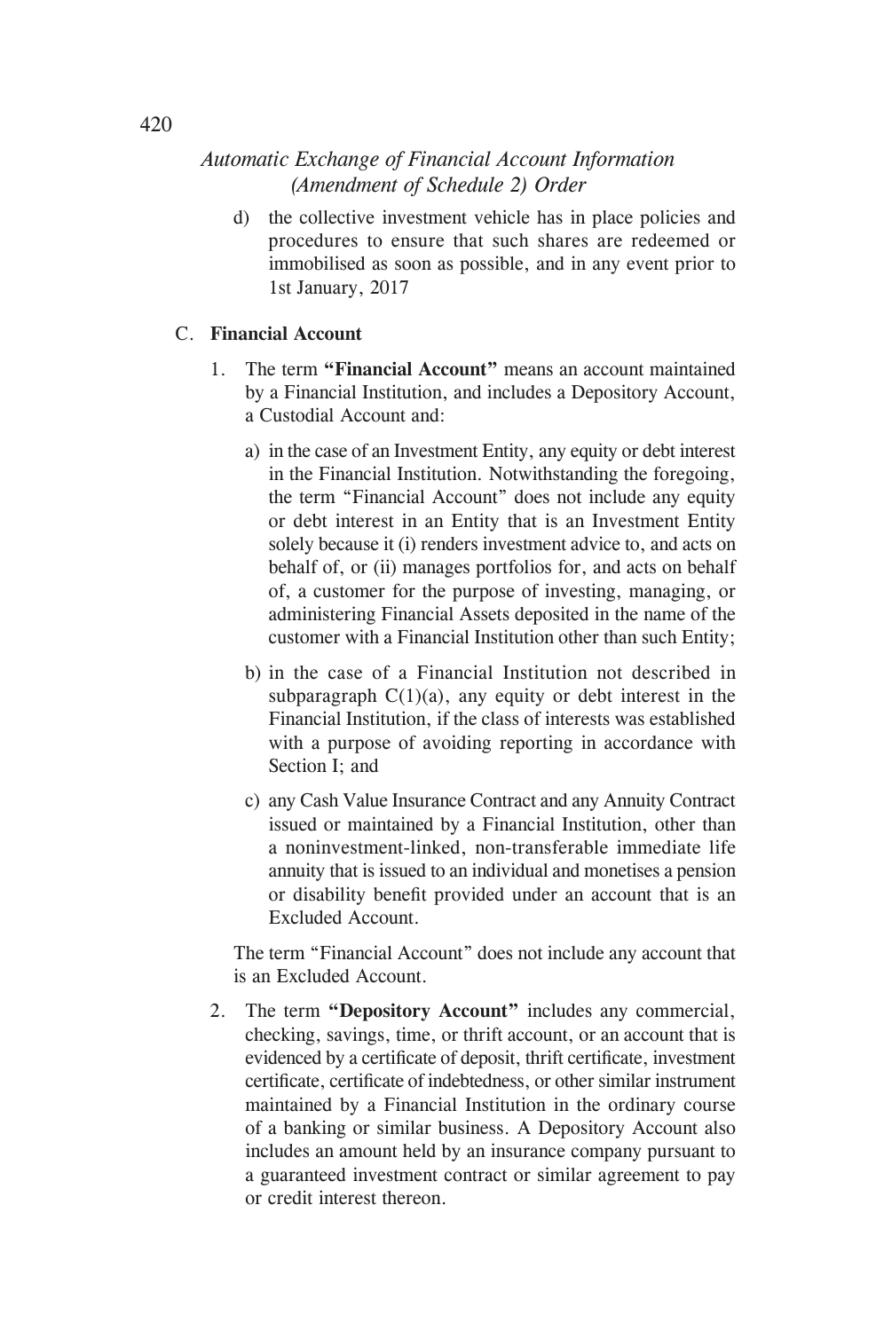d) the collective investment vehicle has in place policies and procedures to ensure that such shares are redeemed or immobilised as soon as possible, and in any event prior to 1st January, 2017

C. **Financial Account**

1. The term **"Financial Account"** means an account maintained by a Financial Institution, and includes a Depository Account, a Custodial Account and:

   a) in the case of an Investment Entity, any equity or debt interest in the Financial Institution. Notwithstanding the foregoing, the term "Financial Account" does not include any equity or debt interest in an Entity that is an Investment Entity solely because it (i) renders investment advice to, and acts on behalf of, or (ii) manages portfolios for, and acts on behalf of, a customer for the purpose of investing, managing, or administering Financial Assets deposited in the name of the customer with a Financial Institution other than such Entity;

   b) in the case of a Financial Institution not described in subparagraph C(1)(a), any equity or debt interest in the Financial Institution, if the class of interests was established with a purpose of avoiding reporting in accordance with Section I; and

   c) any Cash Value Insurance Contract and any Annuity Contract issued or maintained by a Financial Institution, other than a noninvestment-linked, non-transferable immediate life annuity that is issued to an individual and monetises a pension or disability benefit provided under an account that is an Excluded Account.

   The term "Financial Account" does not include any account that is an Excluded Account.

2. The term **"Depository Account"** includes any commercial, checking, savings, time, or thrift account, or an account that is evidenced by a certificate of deposit, thrift certificate, investment certificate, certificate of indebtedness, or other similar instrument maintained by a Financial Institution in the ordinary course of a banking or similar business. A Depository Account also includes an amount held by an insurance company pursuant to a guaranteed investment contract or similar agreement to pay or credit interest thereon.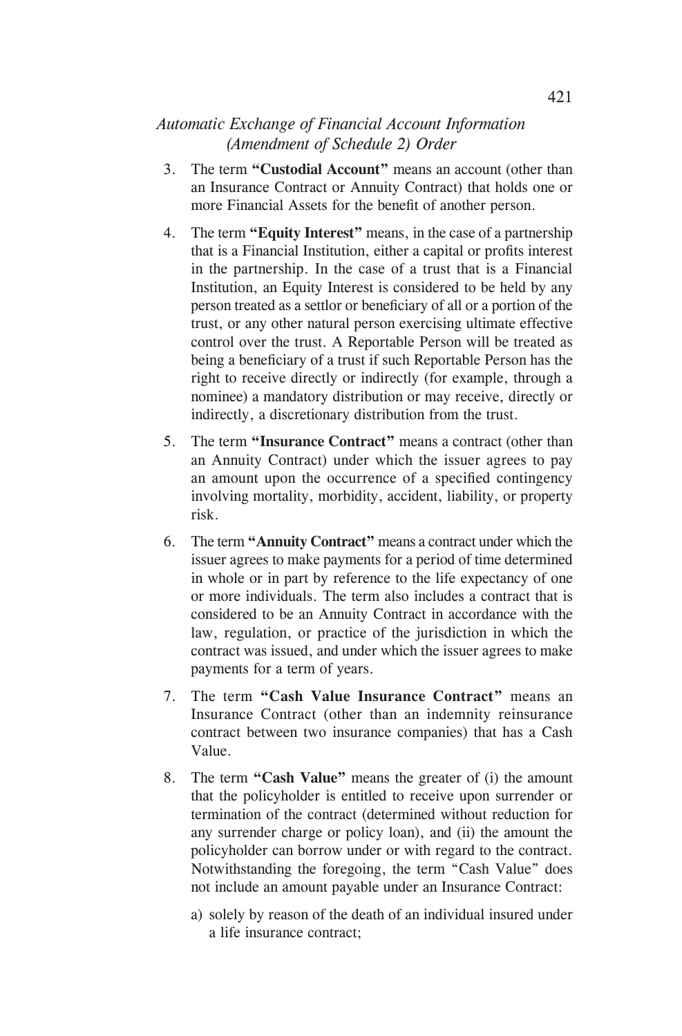3. The term **"Custodial Account"** means an account (other than an Insurance Contract or Annuity Contract) that holds one or more Financial Assets for the benefit of another person.

4. The term **"Equity Interest"** means, in the case of a partnership that is a Financial Institution, either a capital or profits interest in the partnership. In the case of a trust that is a Financial Institution, an Equity Interest is considered to be held by any person treated as a settlor or beneficiary of all or a portion of the trust, or any other natural person exercising ultimate effective control over the trust. A Reportable Person will be treated as being a beneficiary of a trust if such Reportable Person has the right to receive directly or indirectly (for example, through a nominee) a mandatory distribution or may receive, directly or indirectly, a discretionary distribution from the trust.

5. The term **"Insurance Contract"** means a contract (other than an Annuity Contract) under which the issuer agrees to pay an amount upon the occurrence of a specified contingency involving mortality, morbidity, accident, liability, or property risk.

6. The term **"Annuity Contract"** means a contract under which the issuer agrees to make payments for a period of time determined in whole or in part by reference to the life expectancy of one or more individuals. The term also includes a contract that is considered to be an Annuity Contract in accordance with the law, regulation, or practice of the jurisdiction in which the contract was issued, and under which the issuer agrees to make payments for a term of years.

7. The term **"Cash Value Insurance Contract"** means an Insurance Contract (other than an indemnity reinsurance contract between two insurance companies) that has a Cash Value.

8. The term **"Cash Value"** means the greater of (i) the amount that the policyholder is entitled to receive upon surrender or termination of the contract (determined without reduction for any surrender charge or policy loan), and (ii) the amount the policyholder can borrow under or with regard to the contract. Notwithstanding the foregoing, the term "Cash Value" does not include an amount payable under an Insurance Contract:

   a) solely by reason of the death of an individual insured under a life insurance contract;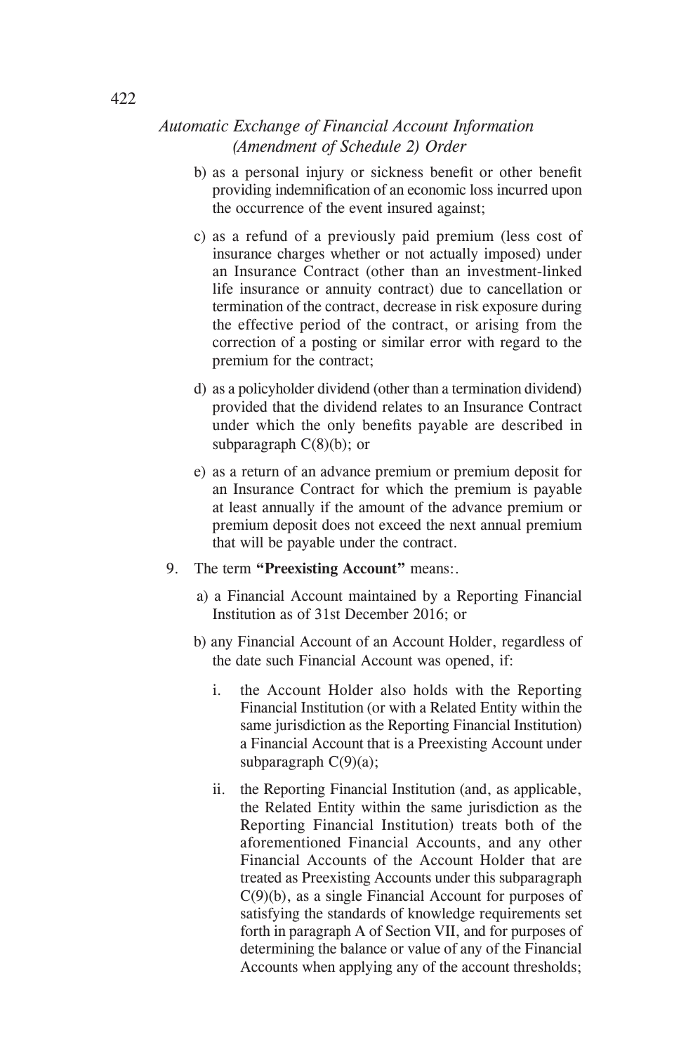b) as a personal injury or sickness benefit or other benefit providing indemnification of an economic loss incurred upon the occurrence of the event insured against;

c) as a refund of a previously paid premium (less cost of insurance charges whether or not actually imposed) under an Insurance Contract (other than an investment-linked life insurance or annuity contract) due to cancellation or termination of the contract, decrease in risk exposure during the effective period of the contract, or arising from the correction of a posting or similar error with regard to the premium for the contract;

d) as a policyholder dividend (other than a termination dividend) provided that the dividend relates to an Insurance Contract under which the only benefits payable are described in subparagraph C(8)(b); or

e) as a return of an advance premium or premium deposit for an Insurance Contract for which the premium is payable at least annually if the amount of the advance premium or premium deposit does not exceed the next annual premium that will be payable under the contract.

9. The term **"Preexisting Account"** means:.

   a) a Financial Account maintained by a Reporting Financial Institution as of 31st December 2016; or

   b) any Financial Account of an Account Holder, regardless of the date such Financial Account was opened, if:

      i. the Account Holder also holds with the Reporting Financial Institution (or with a Related Entity within the same jurisdiction as the Reporting Financial Institution) a Financial Account that is a Preexisting Account under subparagraph C(9)(a);

      ii. the Reporting Financial Institution (and, as applicable, the Related Entity within the same jurisdiction as the Reporting Financial Institution) treats both of the aforementioned Financial Accounts, and any other Financial Accounts of the Account Holder that are treated as Preexisting Accounts under this subparagraph C(9)(b), as a single Financial Account for purposes of satisfying the standards of knowledge requirements set forth in paragraph A of Section VII, and for purposes of determining the balance or value of any of the Financial Accounts when applying any of the account thresholds;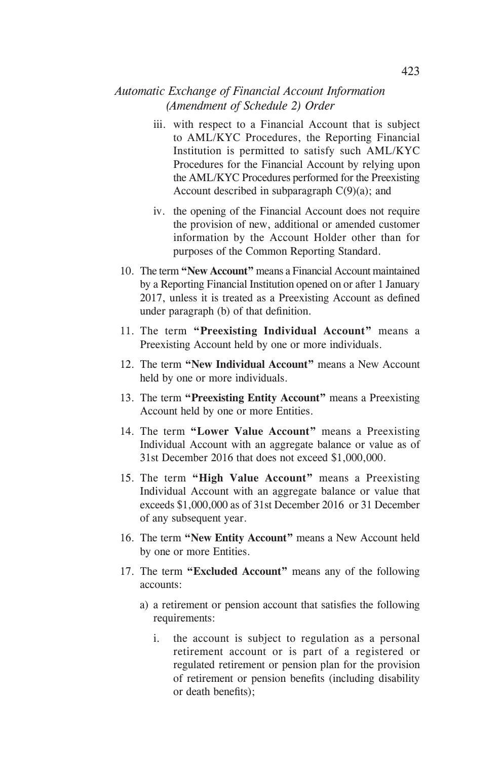iii. with respect to a Financial Account that is subject to AML/KYC Procedures, the Reporting Financial Institution is permitted to satisfy such AML/KYC Procedures for the Financial Account by relying upon the AML/KYC Procedures performed for the Preexisting Account described in subparagraph C(9)(a); and

iv. the opening of the Financial Account does not require the provision of new, additional or amended customer information by the Account Holder other than for purposes of the Common Reporting Standard.

10. The term **"New Account"** means a Financial Account maintained by a Reporting Financial Institution opened on or after 1 January 2017, unless it is treated as a Preexisting Account as defined under paragraph (b) of that definition.

11. The term **"Preexisting Individual Account"** means a Preexisting Account held by one or more individuals.

12. The term **"New Individual Account"** means a New Account held by one or more individuals.

13. The term **"Preexisting Entity Account"** means a Preexisting Account held by one or more Entities.

14. The term **"Lower Value Account"** means a Preexisting Individual Account with an aggregate balance or value as of 31st December 2016 that does not exceed $1,000,000.

15. The term **"High Value Account"** means a Preexisting Individual Account with an aggregate balance or value that exceeds $1,000,000 as of 31st December 2016 or 31 December of any subsequent year.

16. The term **"New Entity Account"** means a New Account held by one or more Entities.

17. The term **"Excluded Account"** means any of the following accounts:

    a) a retirement or pension account that satisfies the following requirements:

       i. the account is subject to regulation as a personal retirement account or is part of a registered or regulated retirement or pension plan for the provision of retirement or pension benefits (including disability or death benefits);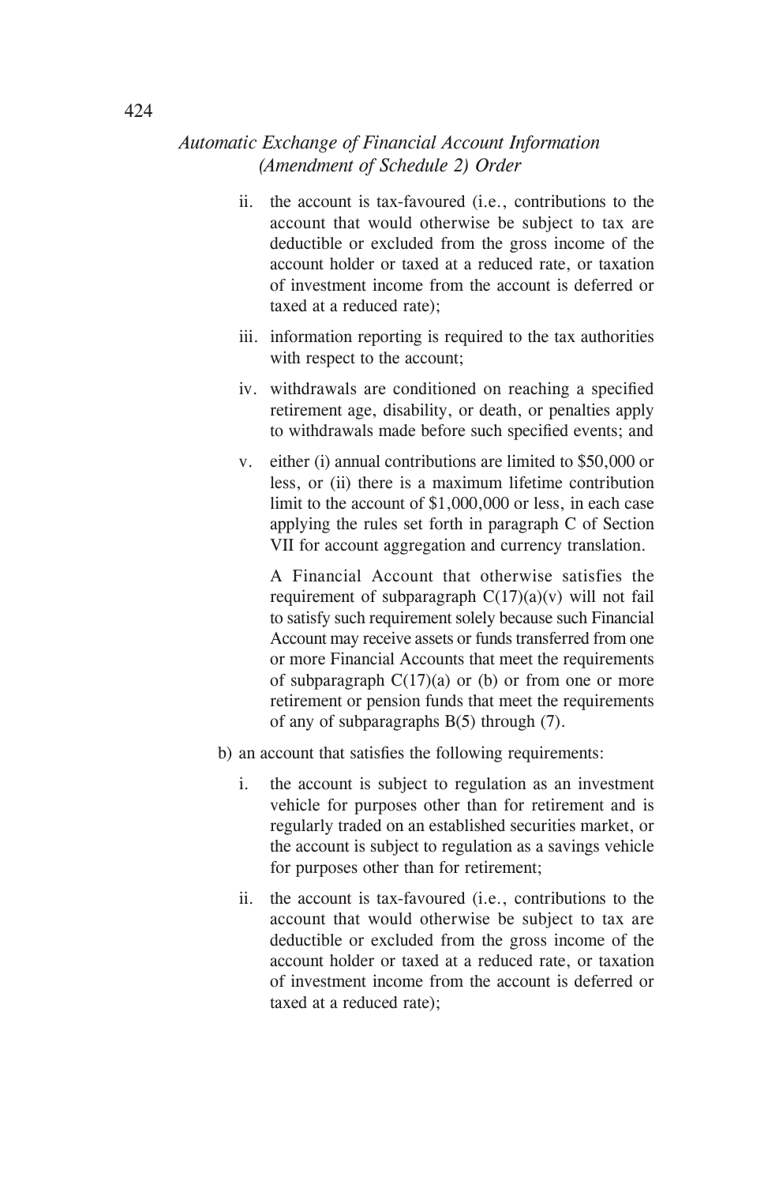ii. the account is tax-favoured (i.e., contributions to the account that would otherwise be subject to tax are deductible or excluded from the gross income of the account holder or taxed at a reduced rate, or taxation of investment income from the account is deferred or taxed at a reduced rate);

iii. information reporting is required to the tax authorities with respect to the account;

iv. withdrawals are conditioned on reaching a specified retirement age, disability, or death, or penalties apply to withdrawals made before such specified events; and

v. either (i) annual contributions are limited to $50,000 or less, or (ii) there is a maximum lifetime contribution limit to the account of $1,000,000 or less, in each case applying the rules set forth in paragraph C of Section VII for account aggregation and currency translation.

   A Financial Account that otherwise satisfies the requirement of subparagraph C(17)(a)(v) will not fail to satisfy such requirement solely because such Financial Account may receive assets or funds transferred from one or more Financial Accounts that meet the requirements of subparagraph C(17)(a) or (b) or from one or more retirement or pension funds that meet the requirements of any of subparagraphs B(5) through (7).

b) an account that satisfies the following requirements:

   i. the account is subject to regulation as an investment vehicle for purposes other than for retirement and is regularly traded on an established securities market, or the account is subject to regulation as a savings vehicle for purposes other than for retirement;

   ii. the account is tax-favoured (i.e., contributions to the account that would otherwise be subject to tax are deductible or excluded from the gross income of the account holder or taxed at a reduced rate, or taxation of investment income from the account is deferred or taxed at a reduced rate);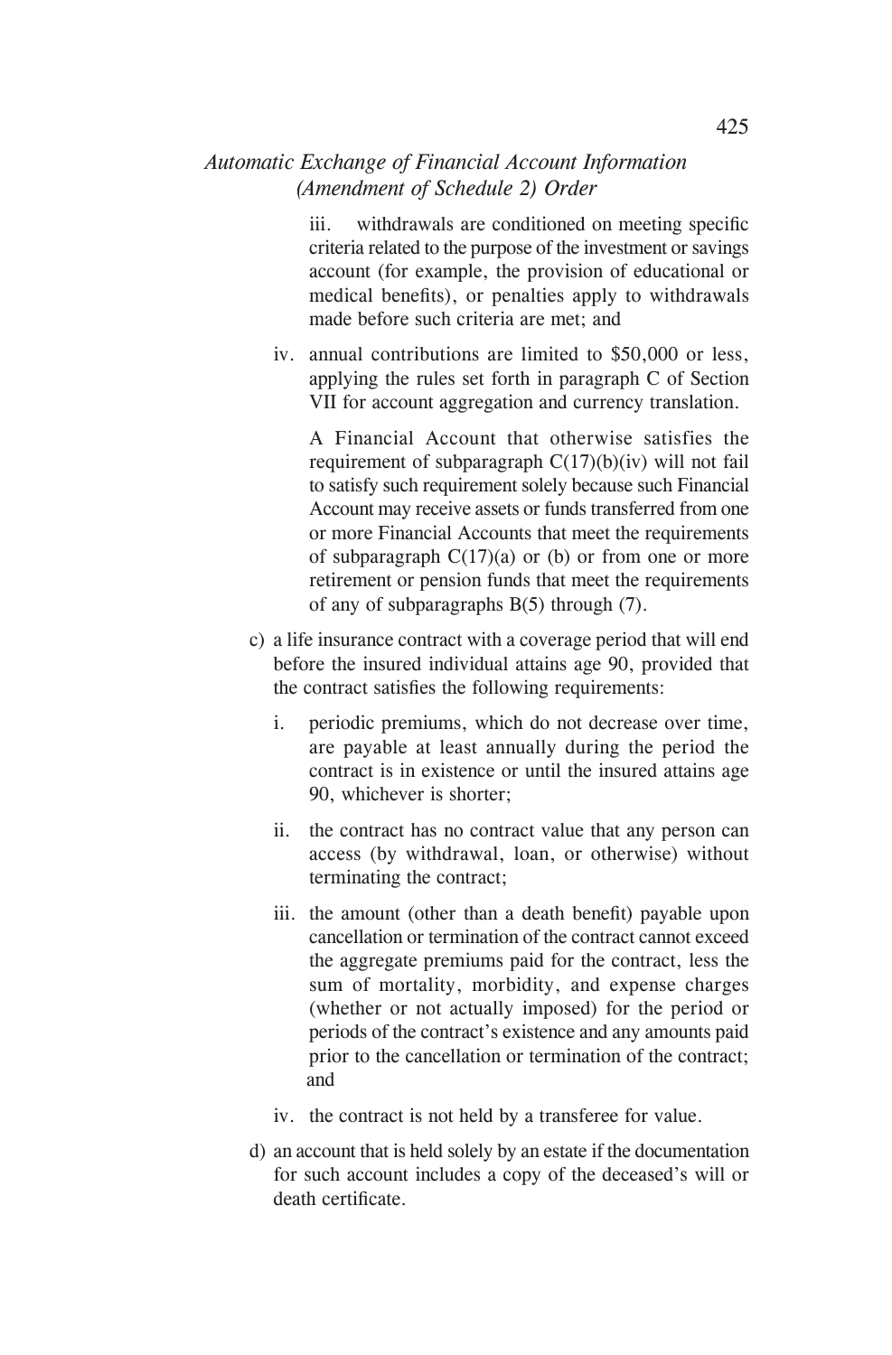iii. withdrawals are conditioned on meeting specific criteria related to the purpose of the investment or savings account (for example, the provision of educational or medical benefits), or penalties apply to withdrawals made before such criteria are met; and

iv. annual contributions are limited to $50,000 or less, applying the rules set forth in paragraph C of Section VII for account aggregation and currency translation.

A Financial Account that otherwise satisfies the requirement of subparagraph C(17)(b)(iv) will not fail to satisfy such requirement solely because such Financial Account may receive assets or funds transferred from one or more Financial Accounts that meet the requirements of subparagraph C(17)(a) or (b) or from one or more retirement or pension funds that meet the requirements of any of subparagraphs B(5) through (7).

c) a life insurance contract with a coverage period that will end before the insured individual attains age 90, provided that the contract satisfies the following requirements:

   i. periodic premiums, which do not decrease over time, are payable at least annually during the period the contract is in existence or until the insured attains age 90, whichever is shorter;

   ii. the contract has no contract value that any person can access (by withdrawal, loan, or otherwise) without terminating the contract;

   iii. the amount (other than a death benefit) payable upon cancellation or termination of the contract cannot exceed the aggregate premiums paid for the contract, less the sum of mortality, morbidity, and expense charges (whether or not actually imposed) for the period or periods of the contract's existence and any amounts paid prior to the cancellation or termination of the contract; and

   iv. the contract is not held by a transferee for value.

d) an account that is held solely by an estate if the documentation for such account includes a copy of the deceased's will or death certificate.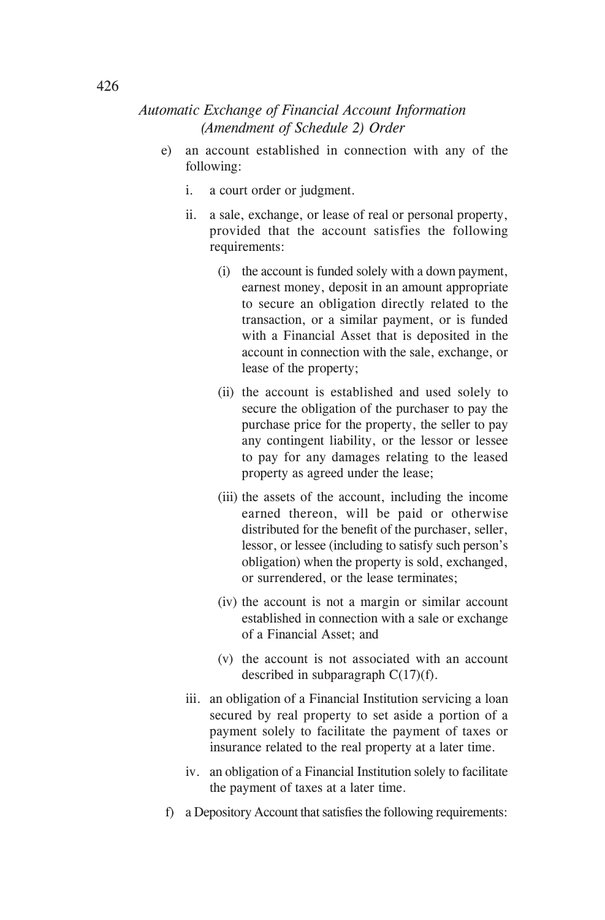e) an account established in connection with any of the following:

   i. a court order or judgment.

   ii. a sale, exchange, or lease of real or personal property, provided that the account satisfies the following requirements:

      (i) the account is funded solely with a down payment, earnest money, deposit in an amount appropriate to secure an obligation directly related to the transaction, or a similar payment, or is funded with a Financial Asset that is deposited in the account in connection with the sale, exchange, or lease of the property;

      (ii) the account is established and used solely to secure the obligation of the purchaser to pay the purchase price for the property, the seller to pay any contingent liability, or the lessor or lessee to pay for any damages relating to the leased property as agreed under the lease;

      (iii) the assets of the account, including the income earned thereon, will be paid or otherwise distributed for the benefit of the purchaser, seller, lessor, or lessee (including to satisfy such person's obligation) when the property is sold, exchanged, or surrendered, or the lease terminates;

      (iv) the account is not a margin or similar account established in connection with a sale or exchange of a Financial Asset; and

      (v) the account is not associated with an account described in subparagraph C(17)(f).

   iii. an obligation of a Financial Institution servicing a loan secured by real property to set aside a portion of a payment solely to facilitate the payment of taxes or insurance related to the real property at a later time.

   iv. an obligation of a Financial Institution solely to facilitate the payment of taxes at a later time.

f) a Depository Account that satisfies the following requirements: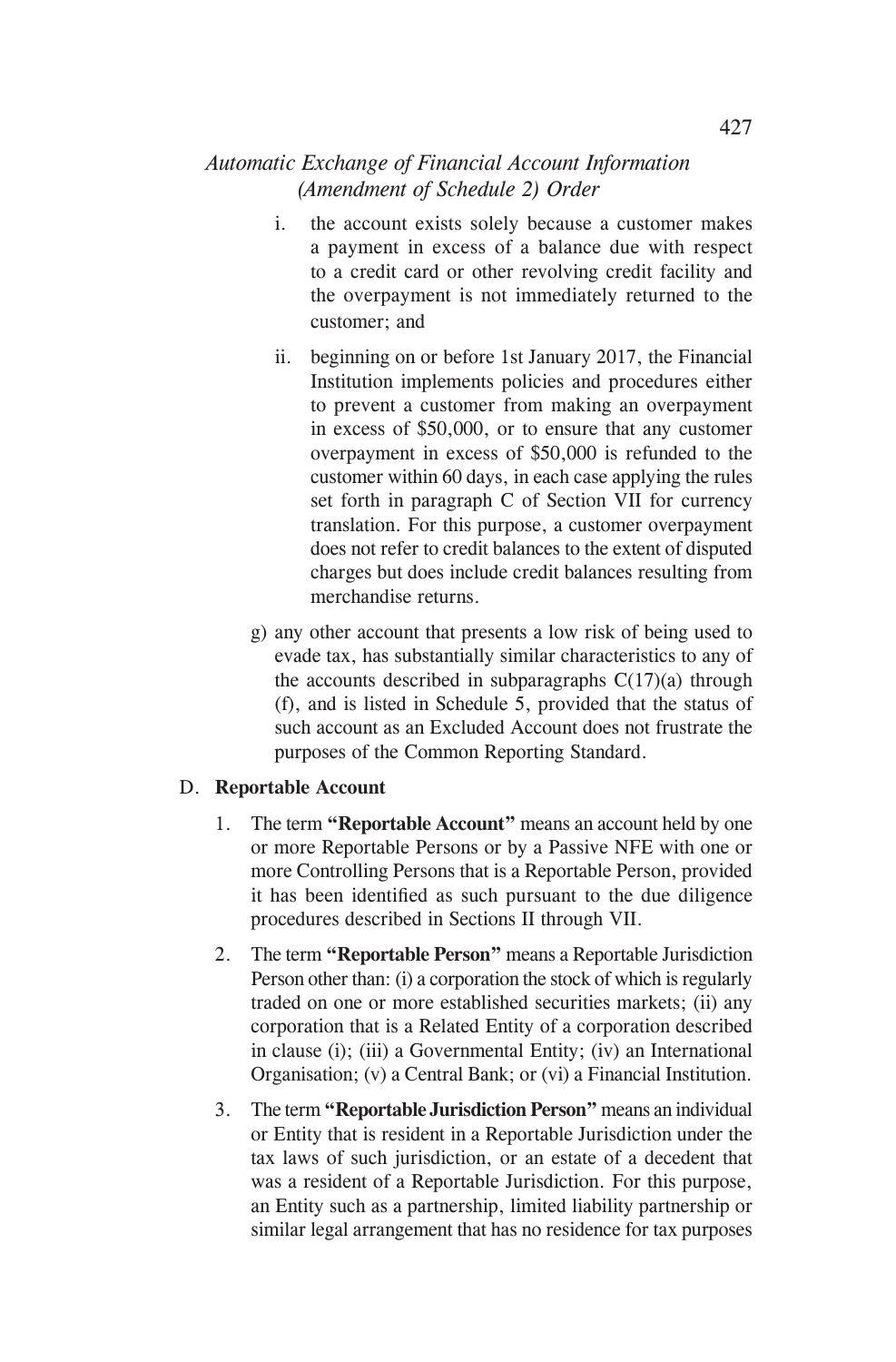i. the account exists solely because a customer makes a payment in excess of a balance due with respect to a credit card or other revolving credit facility and the overpayment is not immediately returned to the customer; and

ii. beginning on or before 1st January 2017, the Financial Institution implements policies and procedures either to prevent a customer from making an overpayment in excess of $50,000, or to ensure that any customer overpayment in excess of $50,000 is refunded to the customer within 60 days, in each case applying the rules set forth in paragraph C of Section VII for currency translation. For this purpose, a customer overpayment does not refer to credit balances to the extent of disputed charges but does include credit balances resulting from merchandise returns.

g) any other account that presents a low risk of being used to evade tax, has substantially similar characteristics to any of the accounts described in subparagraphs C(17)(a) through (f), and is listed in Schedule 5, provided that the status of such account as an Excluded Account does not frustrate the purposes of the Common Reporting Standard.

D. **Reportable Account**

1. The term **"Reportable Account"** means an account held by one or more Reportable Persons or by a Passive NFE with one or more Controlling Persons that is a Reportable Person, provided it has been identified as such pursuant to the due diligence procedures described in Sections II through VII.

2. The term **"Reportable Person"** means a Reportable Jurisdiction Person other than: (i) a corporation the stock of which is regularly traded on one or more established securities markets; (ii) any corporation that is a Related Entity of a corporation described in clause (i); (iii) a Governmental Entity; (iv) an International Organisation; (v) a Central Bank; or (vi) a Financial Institution.

3. The term **"Reportable Jurisdiction Person"** means an individual or Entity that is resident in a Reportable Jurisdiction under the tax laws of such jurisdiction, or an estate of a decedent that was a resident of a Reportable Jurisdiction. For this purpose, an Entity such as a partnership, limited liability partnership or similar legal arrangement that has no residence for tax purposes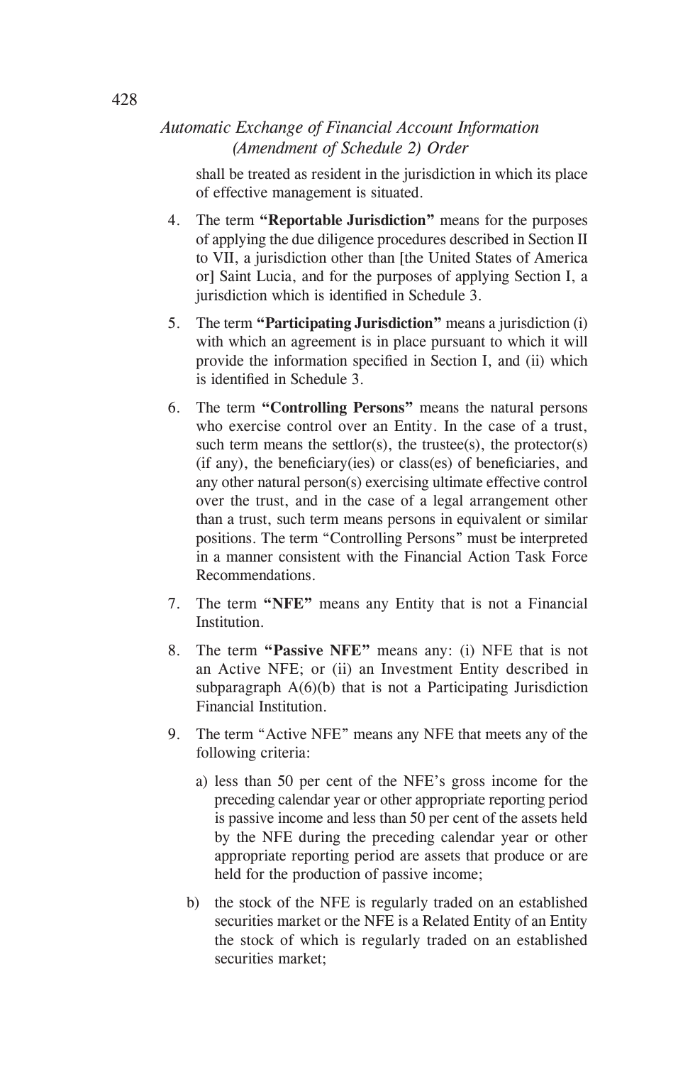shall be treated as resident in the jurisdiction in which its place of effective management is situated.

4. The term **"Reportable Jurisdiction"** means for the purposes of applying the due diligence procedures described in Section II to VII, a jurisdiction other than [the United States of America or] Saint Lucia, and for the purposes of applying Section I, a jurisdiction which is identified in Schedule 3.

5. The term **"Participating Jurisdiction"** means a jurisdiction (i) with which an agreement is in place pursuant to which it will provide the information specified in Section I, and (ii) which is identified in Schedule 3.

6. The term **"Controlling Persons"** means the natural persons who exercise control over an Entity. In the case of a trust, such term means the settlor(s), the trustee(s), the protector(s) (if any), the beneficiary(ies) or class(es) of beneficiaries, and any other natural person(s) exercising ultimate effective control over the trust, and in the case of a legal arrangement other than a trust, such term means persons in equivalent or similar positions. The term "Controlling Persons" must be interpreted in a manner consistent with the Financial Action Task Force Recommendations.

7. The term **"NFE"** means any Entity that is not a Financial Institution.

8. The term **"Passive NFE"** means any: (i) NFE that is not an Active NFE; or (ii) an Investment Entity described in subparagraph A(6)(b) that is not a Participating Jurisdiction Financial Institution.

9. The term "Active NFE" means any NFE that meets any of the following criteria:

   a) less than 50 per cent of the NFE's gross income for the preceding calendar year or other appropriate reporting period is passive income and less than 50 per cent of the assets held by the NFE during the preceding calendar year or other appropriate reporting period are assets that produce or are held for the production of passive income;

   b) the stock of the NFE is regularly traded on an established securities market or the NFE is a Related Entity of an Entity the stock of which is regularly traded on an established securities market;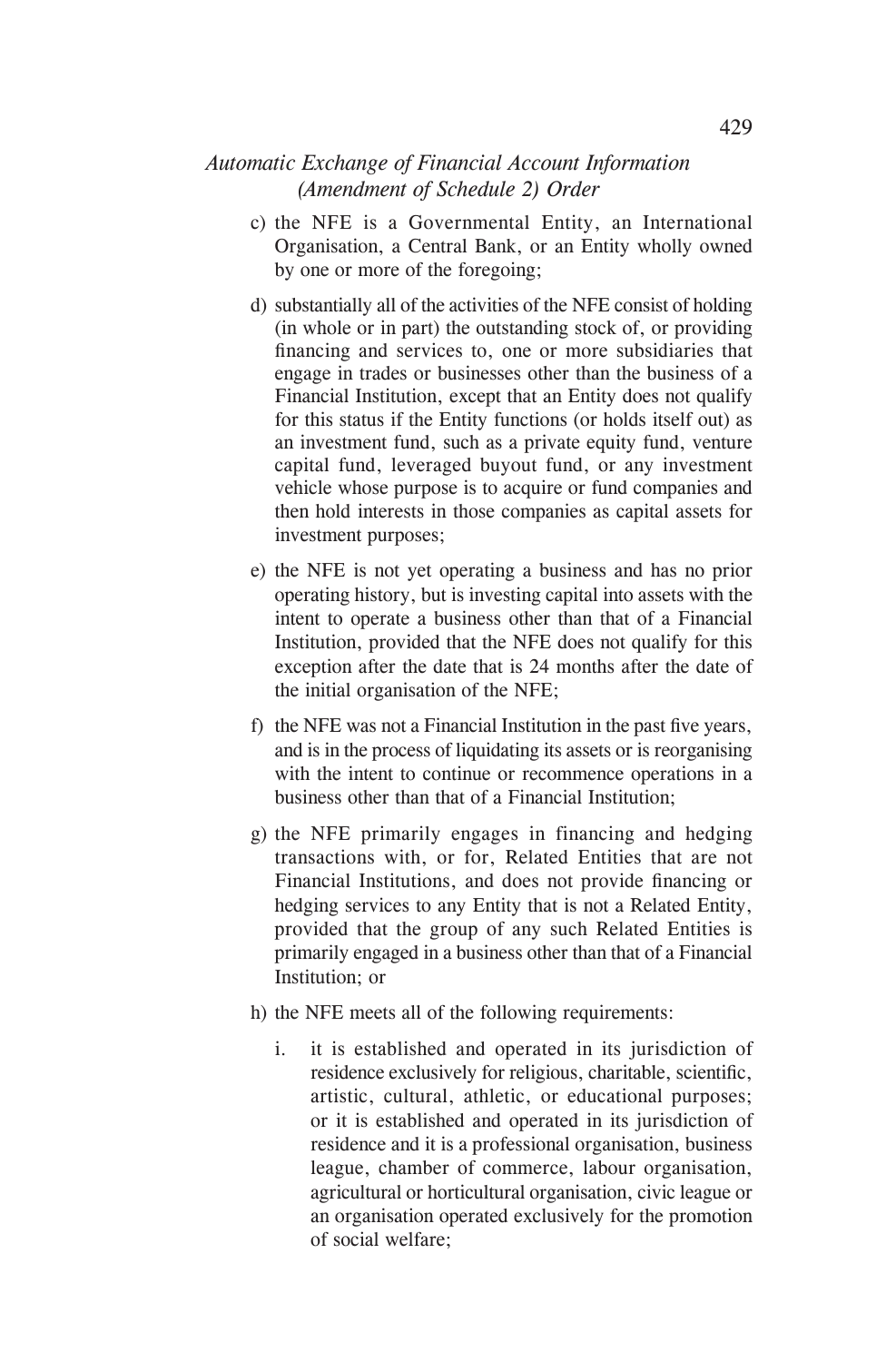c) the NFE is a Governmental Entity, an International Organisation, a Central Bank, or an Entity wholly owned by one or more of the foregoing;

d) substantially all of the activities of the NFE consist of holding (in whole or in part) the outstanding stock of, or providing financing and services to, one or more subsidiaries that engage in trades or businesses other than the business of a Financial Institution, except that an Entity does not qualify for this status if the Entity functions (or holds itself out) as an investment fund, such as a private equity fund, venture capital fund, leveraged buyout fund, or any investment vehicle whose purpose is to acquire or fund companies and then hold interests in those companies as capital assets for investment purposes;

e) the NFE is not yet operating a business and has no prior operating history, but is investing capital into assets with the intent to operate a business other than that of a Financial Institution, provided that the NFE does not qualify for this exception after the date that is 24 months after the date of the initial organisation of the NFE;

f) the NFE was not a Financial Institution in the past five years, and is in the process of liquidating its assets or is reorganising with the intent to continue or recommence operations in a business other than that of a Financial Institution;

g) the NFE primarily engages in financing and hedging transactions with, or for, Related Entities that are not Financial Institutions, and does not provide financing or hedging services to any Entity that is not a Related Entity, provided that the group of any such Related Entities is primarily engaged in a business other than that of a Financial Institution; or

h) the NFE meets all of the following requirements:

   i. it is established and operated in its jurisdiction of residence exclusively for religious, charitable, scientific, artistic, cultural, athletic, or educational purposes; or it is established and operated in its jurisdiction of residence and it is a professional organisation, business league, chamber of commerce, labour organisation, agricultural or horticultural organisation, civic league or an organisation operated exclusively for the promotion of social welfare;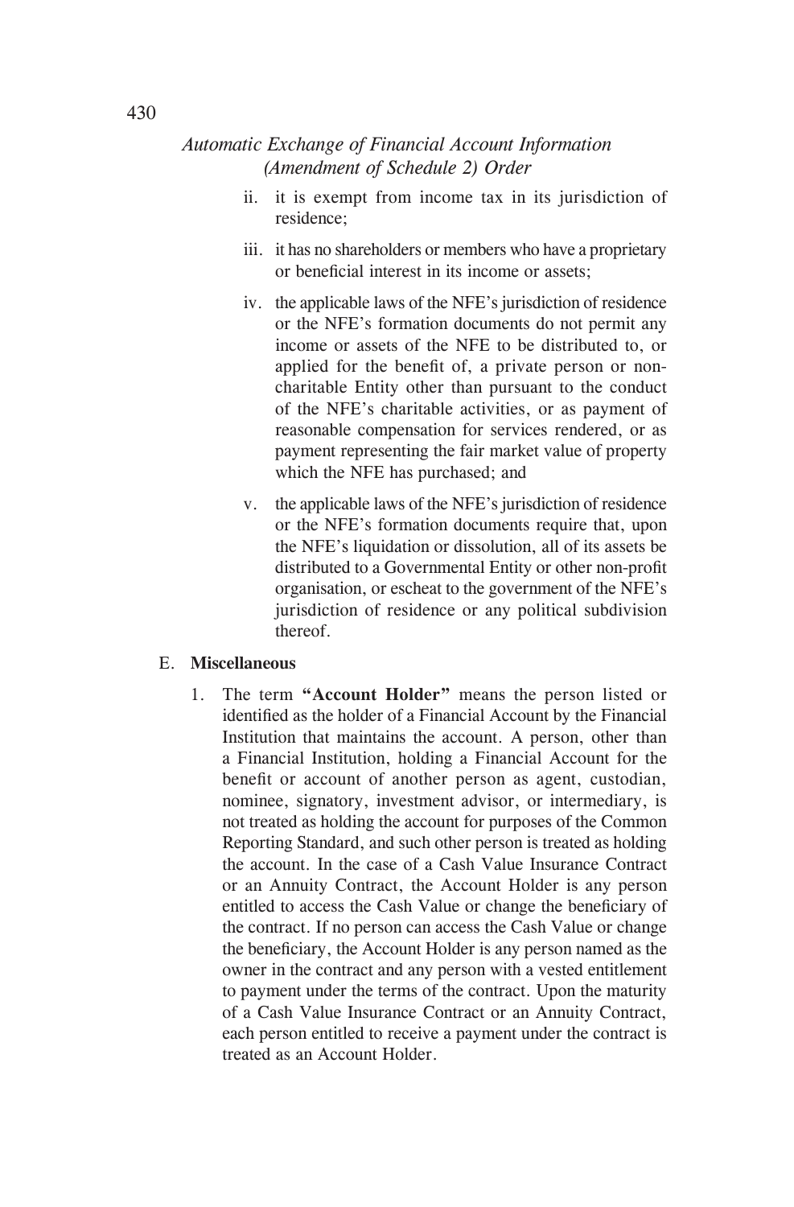ii. it is exempt from income tax in its jurisdiction of residence;

iii. it has no shareholders or members who have a proprietary or beneficial interest in its income or assets;

iv. the applicable laws of the NFE's jurisdiction of residence or the NFE's formation documents do not permit any income or assets of the NFE to be distributed to, or applied for the benefit of, a private person or non-charitable Entity other than pursuant to the conduct of the NFE's charitable activities, or as payment of reasonable compensation for services rendered, or as payment representing the fair market value of property which the NFE has purchased; and

v. the applicable laws of the NFE's jurisdiction of residence or the NFE's formation documents require that, upon the NFE's liquidation or dissolution, all of its assets be distributed to a Governmental Entity or other non-profit organisation, or escheat to the government of the NFE's jurisdiction of residence or any political subdivision thereof.

E. **Miscellaneous**

1. The term **"Account Holder"** means the person listed or identified as the holder of a Financial Account by the Financial Institution that maintains the account. A person, other than a Financial Institution, holding a Financial Account for the benefit or account of another person as agent, custodian, nominee, signatory, investment advisor, or intermediary, is not treated as holding the account for purposes of the Common Reporting Standard, and such other person is treated as holding the account. In the case of a Cash Value Insurance Contract or an Annuity Contract, the Account Holder is any person entitled to access the Cash Value or change the beneficiary of the contract. If no person can access the Cash Value or change the beneficiary, the Account Holder is any person named as the owner in the contract and any person with a vested entitlement to payment under the terms of the contract. Upon the maturity of a Cash Value Insurance Contract or an Annuity Contract, each person entitled to receive a payment under the contract is treated as an Account Holder.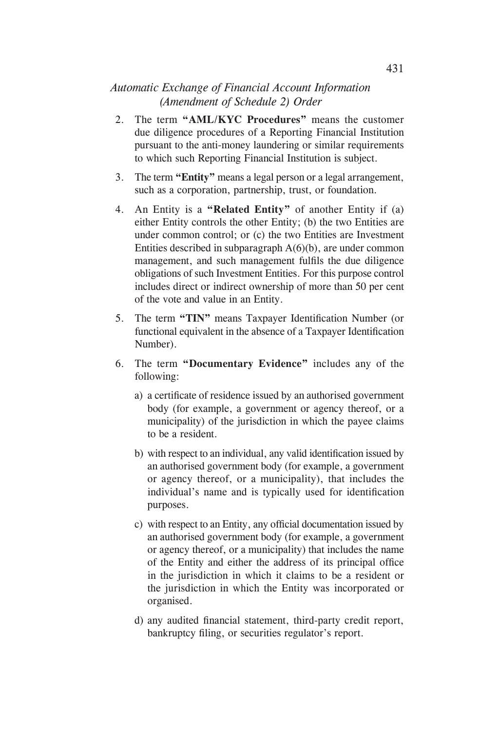2. The term **"AML/KYC Procedures"** means the customer due diligence procedures of a Reporting Financial Institution pursuant to the anti-money laundering or similar requirements to which such Reporting Financial Institution is subject.

3. The term **"Entity"** means a legal person or a legal arrangement, such as a corporation, partnership, trust, or foundation.

4. An Entity is a **"Related Entity"** of another Entity if (a) either Entity controls the other Entity; (b) the two Entities are under common control; or (c) the two Entities are Investment Entities described in subparagraph A(6)(b), are under common management, and such management fulfils the due diligence obligations of such Investment Entities. For this purpose control includes direct or indirect ownership of more than 50 per cent of the vote and value in an Entity.

5. The term **"TIN"** means Taxpayer Identification Number (or functional equivalent in the absence of a Taxpayer Identification Number).

6. The term **"Documentary Evidence"** includes any of the following:

   a) a certificate of residence issued by an authorised government body (for example, a government or agency thereof, or a municipality) of the jurisdiction in which the payee claims to be a resident.

   b) with respect to an individual, any valid identification issued by an authorised government body (for example, a government or agency thereof, or a municipality), that includes the individual's name and is typically used for identification purposes.

   c) with respect to an Entity, any official documentation issued by an authorised government body (for example, a government or agency thereof, or a municipality) that includes the name of the Entity and either the address of its principal office in the jurisdiction in which it claims to be a resident or the jurisdiction in which the Entity was incorporated or organised.

   d) any audited financial statement, third-party credit report, bankruptcy filing, or securities regulator's report.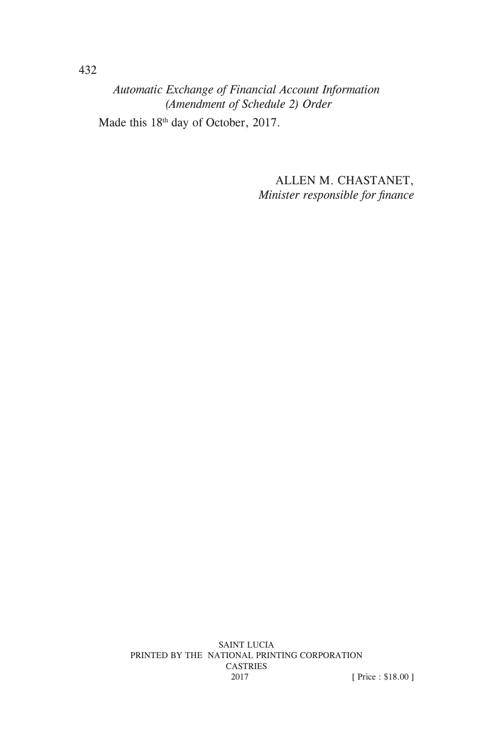*Automatic Exchange of Financial Account Information (Amendment of Schedule 2) Order*

Made this 18th day of October, 2017.

ALLEN M. CHASTANET,
*Minister responsible for finance*

SAINT LUCIA
PRINTED BY THE NATIONAL PRINTING CORPORATION
CASTRIES
2017

[ Price : $18.00 ]